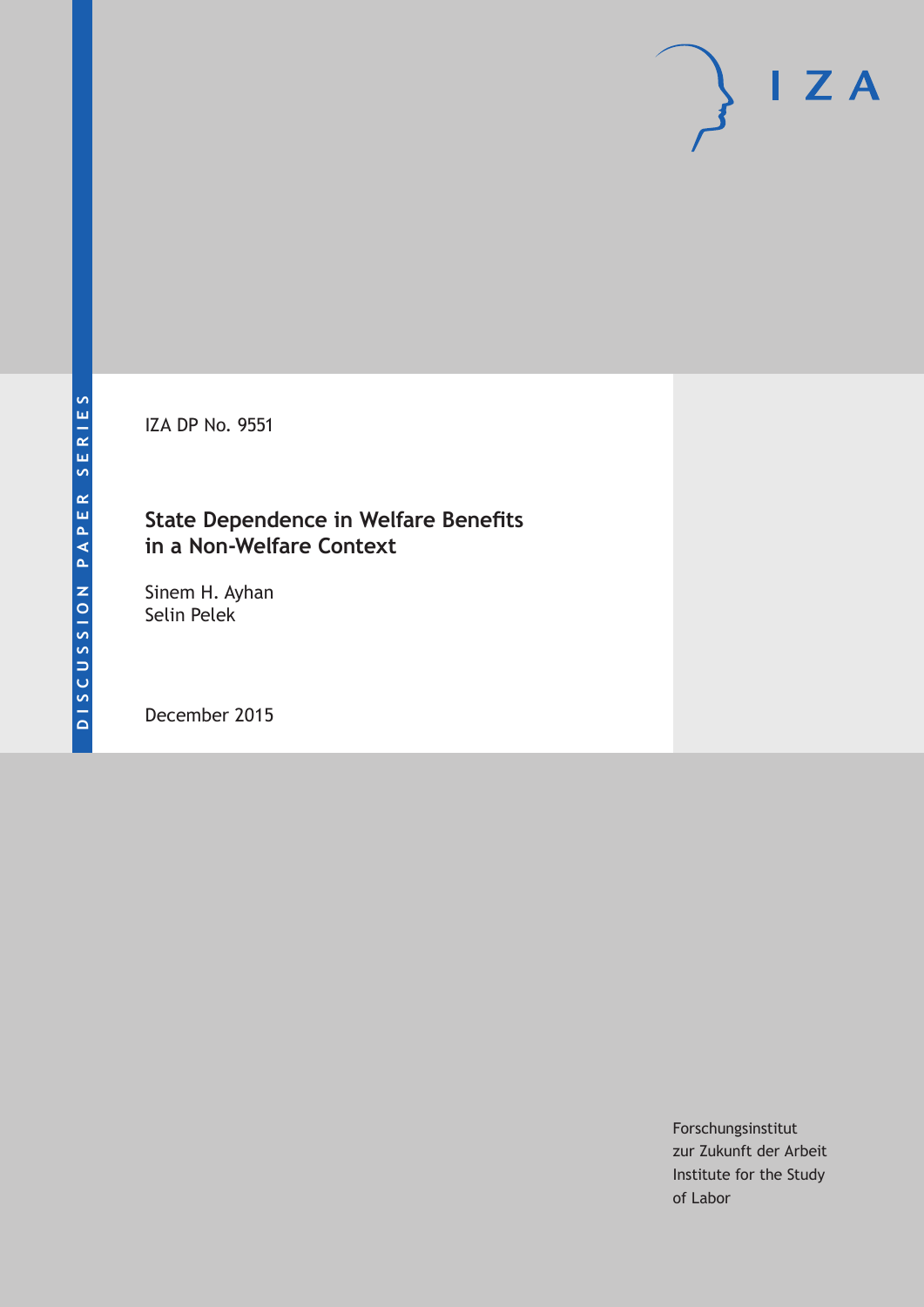DISCUSSION PAPER SERIES

IZA DP No. 9551

# State Dependence in Welfare Benefits in a Non-Welfare Context

Sinem H. Ayhan
Selin Pelek

December 2015

Forschungsinstitut
zur Zukunft der Arbeit
Institute for the Study
of Labor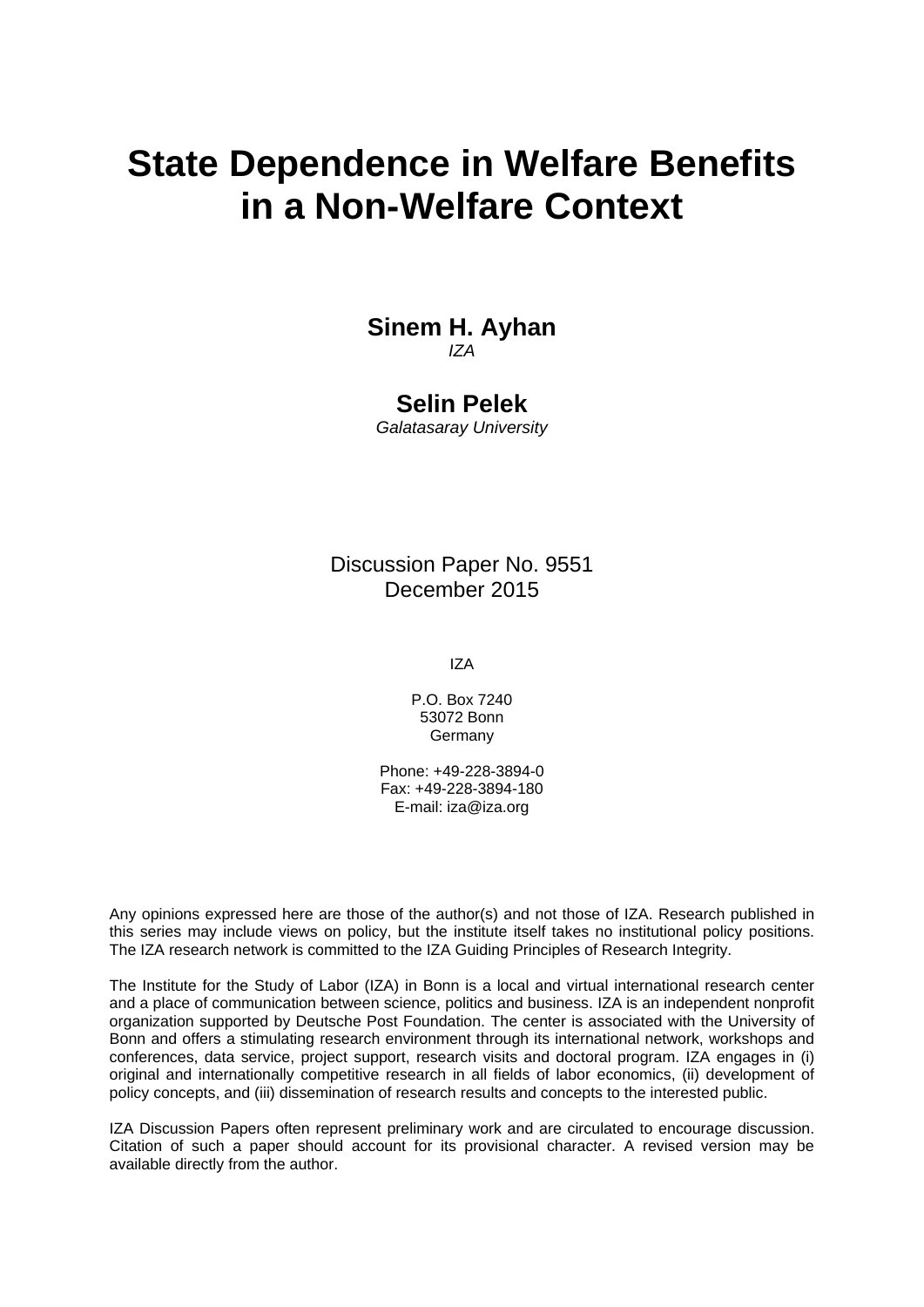# State Dependence in Welfare Benefits in a Non-Welfare Context

**Sinem H. Ayhan**
*IZA*

**Selin Pelek**
*Galatasaray University*

Discussion Paper No. 9551
December 2015

IZA

P.O. Box 7240
53072 Bonn
Germany

Phone: +49-228-3894-0
Fax: +49-228-3894-180
E-mail: iza@iza.org

Any opinions expressed here are those of the author(s) and not those of IZA. Research published in this series may include views on policy, but the institute itself takes no institutional policy positions. The IZA research network is committed to the IZA Guiding Principles of Research Integrity.

The Institute for the Study of Labor (IZA) in Bonn is a local and virtual international research center and a place of communication between science, politics and business. IZA is an independent nonprofit organization supported by Deutsche Post Foundation. The center is associated with the University of Bonn and offers a stimulating research environment through its international network, workshops and conferences, data service, project support, research visits and doctoral program. IZA engages in (i) original and internationally competitive research in all fields of labor economics, (ii) development of policy concepts, and (iii) dissemination of research results and concepts to the interested public.

IZA Discussion Papers often represent preliminary work and are circulated to encourage discussion. Citation of such a paper should account for its provisional character. A revised version may be available directly from the author.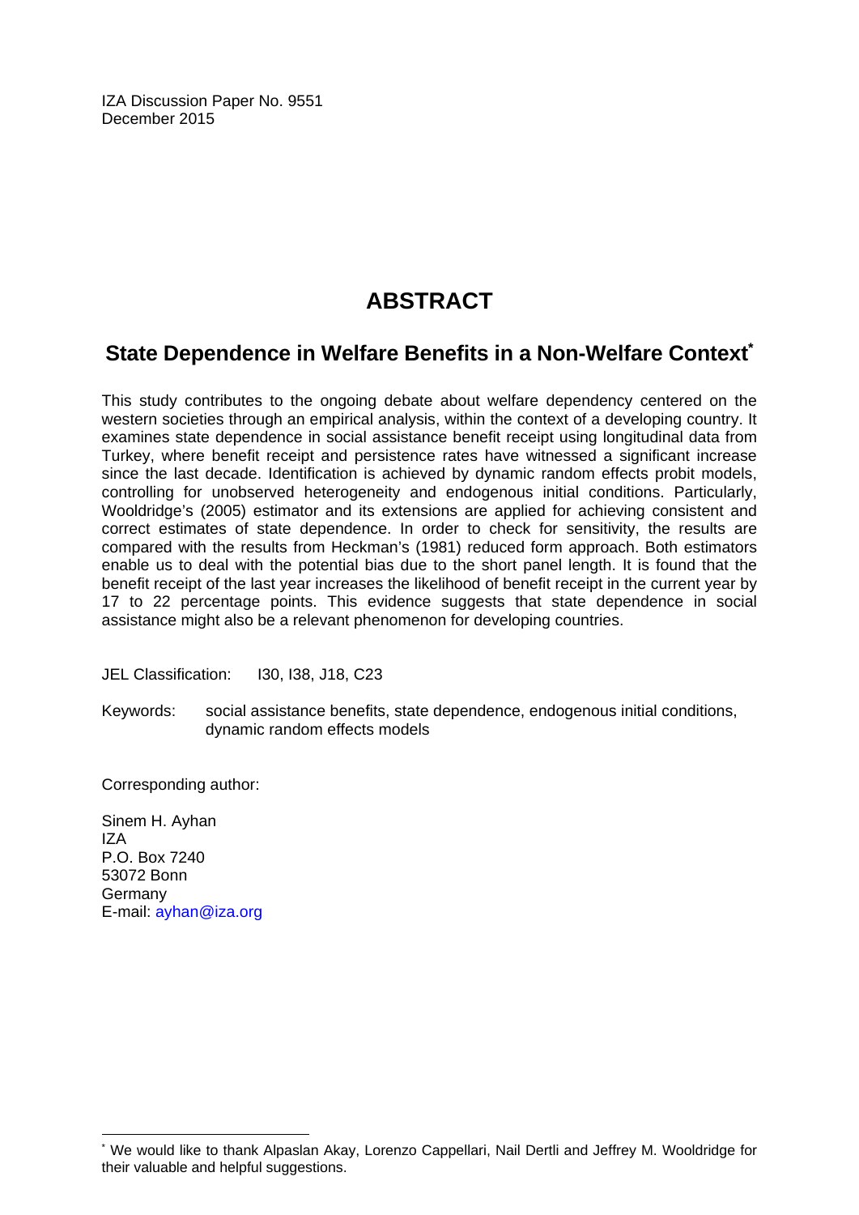IZA Discussion Paper No. 9551
December 2015

# ABSTRACT

## State Dependence in Welfare Benefits in a Non-Welfare Context*

This study contributes to the ongoing debate about welfare dependency centered on the western societies through an empirical analysis, within the context of a developing country. It examines state dependence in social assistance benefit receipt using longitudinal data from Turkey, where benefit receipt and persistence rates have witnessed a significant increase since the last decade. Identification is achieved by dynamic random effects probit models, controlling for unobserved heterogeneity and endogenous initial conditions. Particularly, Wooldridge's (2005) estimator and its extensions are applied for achieving consistent and correct estimates of state dependence. In order to check for sensitivity, the results are compared with the results from Heckman's (1981) reduced form approach. Both estimators enable us to deal with the potential bias due to the short panel length. It is found that the benefit receipt of the last year increases the likelihood of benefit receipt in the current year by 17 to 22 percentage points. This evidence suggests that state dependence in social assistance might also be a relevant phenomenon for developing countries.

JEL Classification: I30, I38, J18, C23

Keywords: social assistance benefits, state dependence, endogenous initial conditions, dynamic random effects models

Corresponding author:

Sinem H. Ayhan
IZA
P.O. Box 7240
53072 Bonn
Germany
E-mail: ayhan@iza.org

---

* We would like to thank Alpaslan Akay, Lorenzo Cappellari, Nail Dertli and Jeffrey M. Wooldridge for their valuable and helpful suggestions.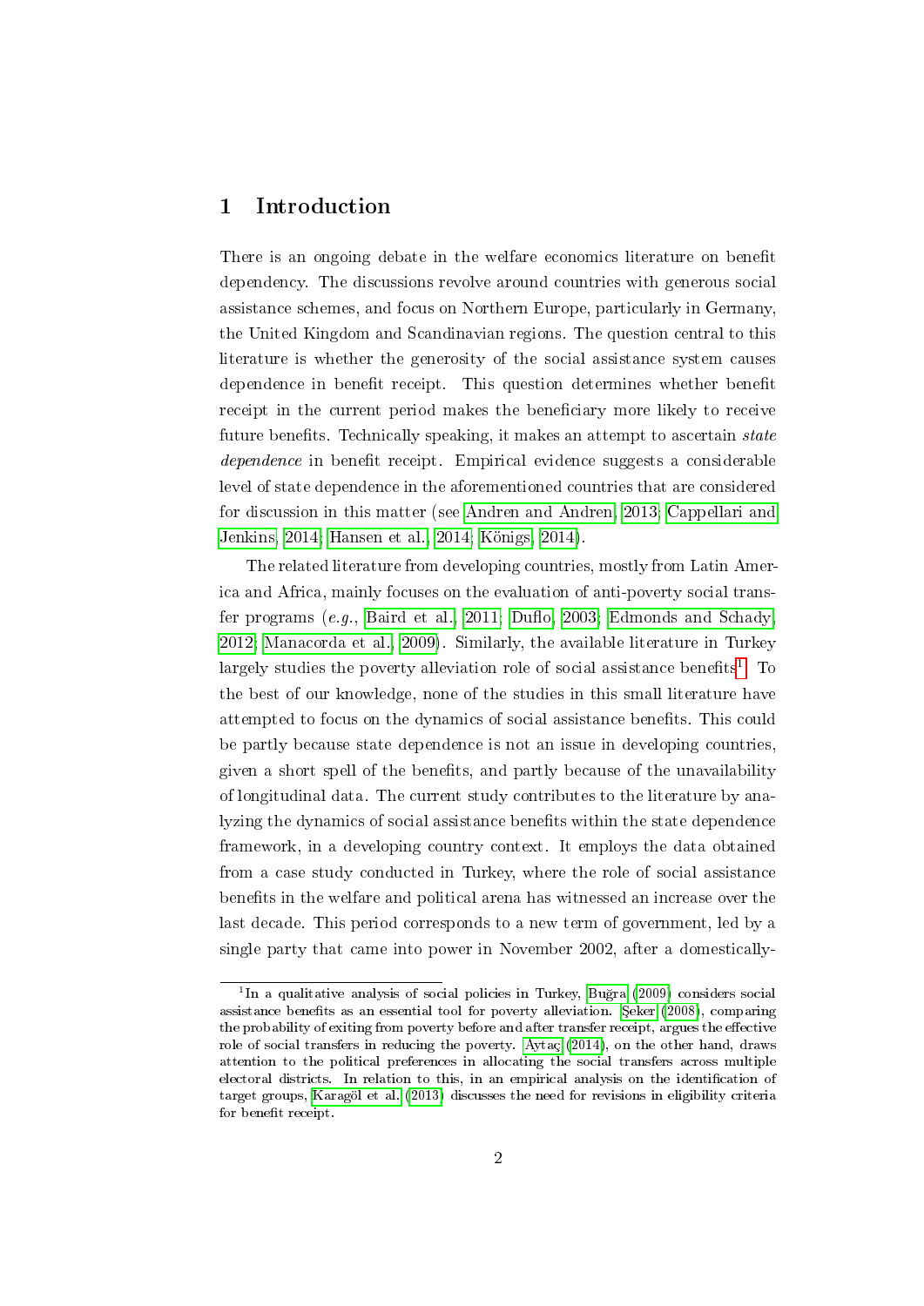## 1 Introduction

There is an ongoing debate in the welfare economics literature on benefit dependency. The discussions revolve around countries with generous social assistance schemes, and focus on Northern Europe, particularly in Germany, the United Kingdom and Scandinavian regions. The question central to this literature is whether the generosity of the social assistance system causes dependence in benefit receipt. This question determines whether benefit receipt in the current period makes the beneficiary more likely to receive future benefits. Technically speaking, it makes an attempt to ascertain *state dependence* in benefit receipt. Empirical evidence suggests a considerable level of state dependence in the aforementioned countries that are considered for discussion in this matter (see Andren and Andren, 2013; Cappellari and Jenkins, 2014; Hansen et al., 2014; Königs, 2014).

The related literature from developing countries, mostly from Latin America and Africa, mainly focuses on the evaluation of anti-poverty social transfer programs (*e.g.*, Baird et al., 2011; Duflo, 2003; Edmonds and Schady, 2012; Manacorda et al., 2009). Similarly, the available literature in Turkey largely studies the poverty alleviation role of social assistance benefits[1]. To the best of our knowledge, none of the studies in this small literature have attempted to focus on the dynamics of social assistance benefits. This could be partly because state dependence is not an issue in developing countries, given a short spell of the benefits, and partly because of the unavailability of longitudinal data. The current study contributes to the literature by analyzing the dynamics of social assistance benefits within the state dependence framework, in a developing country context. It employs the data obtained from a case study conducted in Turkey, where the role of social assistance benefits in the welfare and political arena has witnessed an increase over the last decade. This period corresponds to a new term of government, led by a single party that came into power in November 2002, after a domestically-

[1] In a qualitative analysis of social policies in Turkey, Buğra (2009) considers social assistance benefits as an essential tool for poverty alleviation. Şeker (2008), comparing the probability of exiting from poverty before and after transfer receipt, argues the effective role of social transfers in reducing the poverty. Aytaç (2014), on the other hand, draws attention to the political preferences in allocating the social transfers across multiple electoral districts. In relation to this, in an empirical analysis on the identification of target groups, Karagöl et al. (2013) discusses the need for revisions in eligibility criteria for benefit receipt.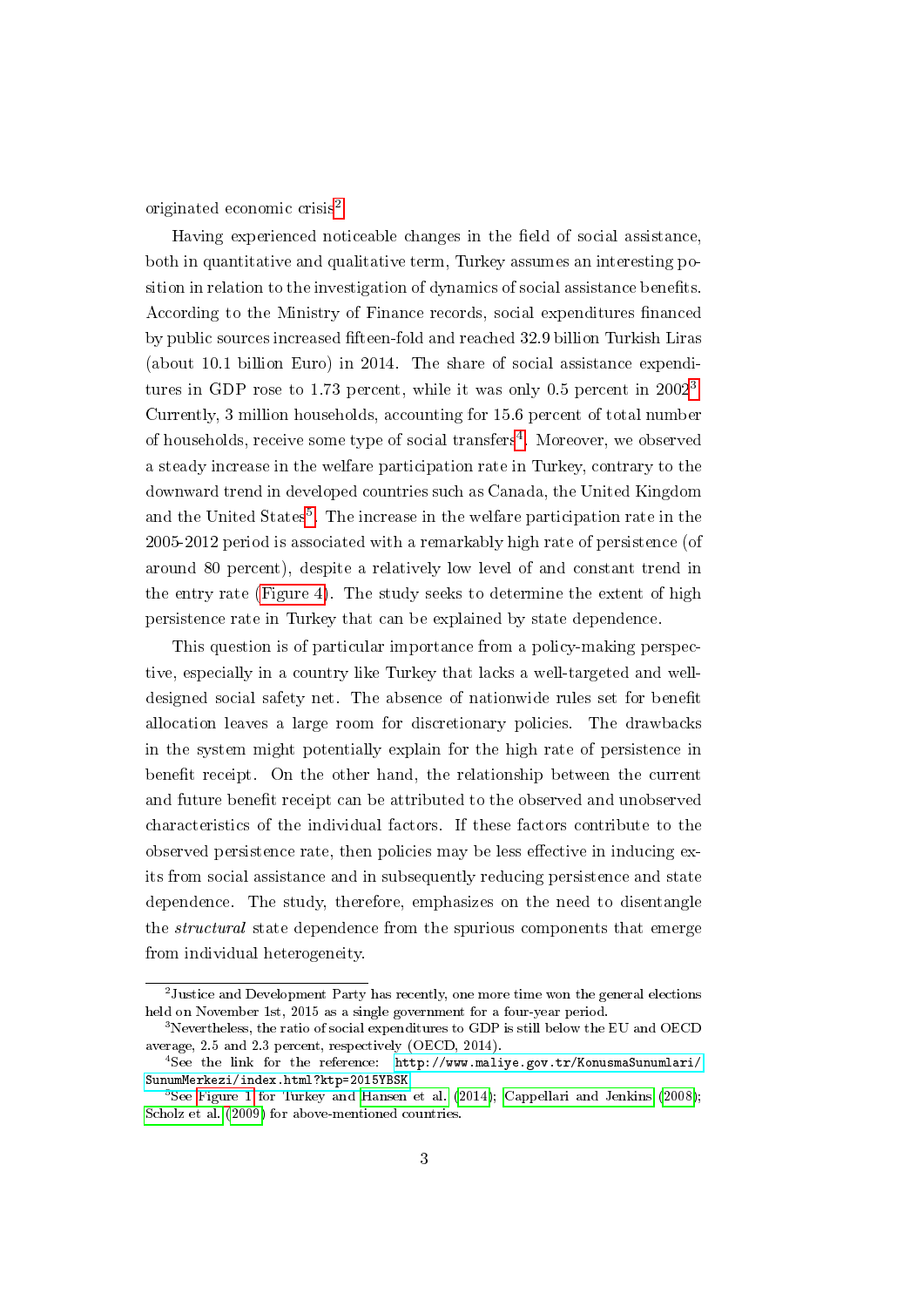originated economic crisis[2].

Having experienced noticeable changes in the field of social assistance, both in quantitative and qualitative term, Turkey assumes an interesting position in relation to the investigation of dynamics of social assistance benefits. According to the Ministry of Finance records, social expenditures financed by public sources increased fifteen-fold and reached 32.9 billion Turkish Liras (about 10.1 billion Euro) in 2014. The share of social assistance expenditures in GDP rose to 1.73 percent, while it was only 0.5 percent in 2002[3]. Currently, 3 million households, accounting for 15.6 percent of total number of households, receive some type of social transfers[4]. Moreover, we observed a steady increase in the welfare participation rate in Turkey, contrary to the downward trend in developed countries such as Canada, the United Kingdom and the United States[5]. The increase in the welfare participation rate in the 2005-2012 period is associated with a remarkably high rate of persistence (of around 80 percent), despite a relatively low level of and constant trend in the entry rate (Figure 4). The study seeks to determine the extent of high persistence rate in Turkey that can be explained by state dependence.

This question is of particular importance from a policy-making perspective, especially in a country like Turkey that lacks a well-targeted and well-designed social safety net. The absence of nationwide rules set for benefit allocation leaves a large room for discretionary policies. The drawbacks in the system might potentially explain for the high rate of persistence in benefit receipt. On the other hand, the relationship between the current and future benefit receipt can be attributed to the observed and unobserved characteristics of the individual factors. If these factors contribute to the observed persistence rate, then policies may be less effective in inducing exits from social assistance and in subsequently reducing persistence and state dependence. The study, therefore, emphasizes on the need to disentangle the *structural* state dependence from the spurious components that emerge from individual heterogeneity.

---

[2] Justice and Development Party has recently, one more time won the general elections held on November 1st, 2015 as a single government for a four-year period.

[3] Nevertheless, the ratio of social expenditures to GDP is still below the EU and OECD average, 2.5 and 2.3 percent, respectively (OECD, 2014).

[4] See the link for the reference: http://www.maliye.gov.tr/KonusmaSunumlari/SunumMerkezi/index.html?ktp=2015YBSK

[5] See Figure 1 for Turkey and Hansen et al. (2014); Cappellari and Jenkins (2008); Scholz et al. (2009) for above-mentioned countries.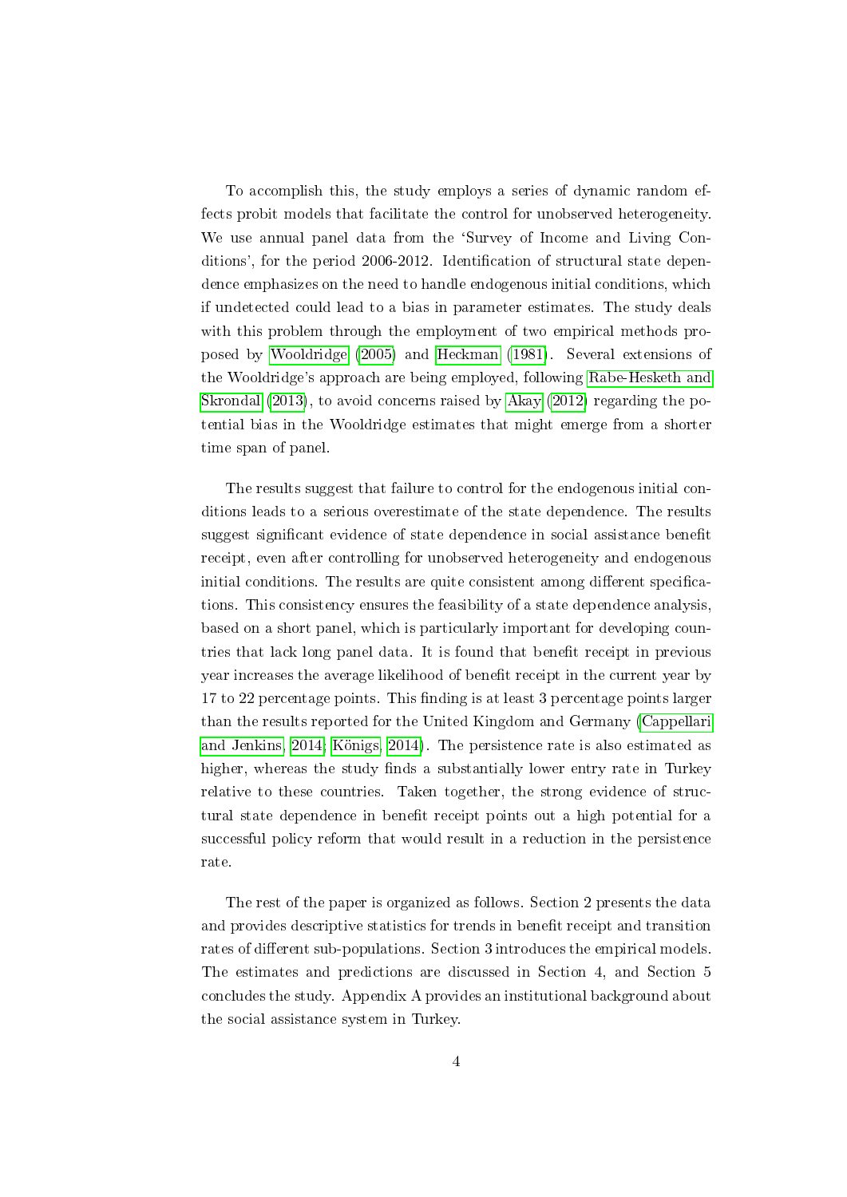To accomplish this, the study employs a series of dynamic random effects probit models that facilitate the control for unobserved heterogeneity. We use annual panel data from the 'Survey of Income and Living Conditions', for the period 2006-2012. Identification of structural state dependence emphasizes on the need to handle endogenous initial conditions, which if undetected could lead to a bias in parameter estimates. The study deals with this problem through the employment of two empirical methods proposed by Wooldridge (2005) and Heckman (1981). Several extensions of the Wooldridge's approach are being employed, following Rabe-Hesketh and Skrondal (2013), to avoid concerns raised by Akay (2012) regarding the potential bias in the Wooldridge estimates that might emerge from a shorter time span of panel.

The results suggest that failure to control for the endogenous initial conditions leads to a serious overestimate of the state dependence. The results suggest significant evidence of state dependence in social assistance benefit receipt, even after controlling for unobserved heterogeneity and endogenous initial conditions. The results are quite consistent among different specifications. This consistency ensures the feasibility of a state dependence analysis, based on a short panel, which is particularly important for developing countries that lack long panel data. It is found that benefit receipt in previous year increases the average likelihood of benefit receipt in the current year by 17 to 22 percentage points. This finding is at least 3 percentage points larger than the results reported for the United Kingdom and Germany (Cappellari and Jenkins, 2014; Königs, 2014). The persistence rate is also estimated as higher, whereas the study finds a substantially lower entry rate in Turkey relative to these countries. Taken together, the strong evidence of structural state dependence in benefit receipt points out a high potential for a successful policy reform that would result in a reduction in the persistence rate.

The rest of the paper is organized as follows. Section 2 presents the data and provides descriptive statistics for trends in benefit receipt and transition rates of different sub-populations. Section 3 introduces the empirical models. The estimates and predictions are discussed in Section 4, and Section 5 concludes the study. Appendix A provides an institutional background about the social assistance system in Turkey.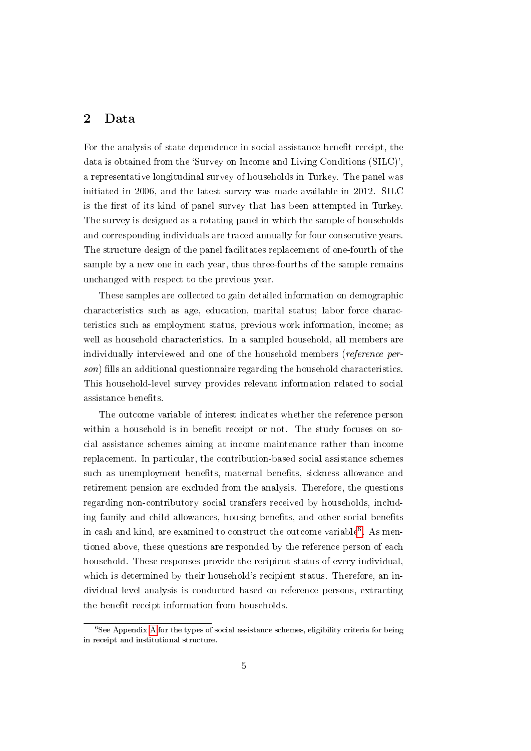## 2 Data

For the analysis of state dependence in social assistance benefit receipt, the data is obtained from the 'Survey on Income and Living Conditions (SILC)', a representative longitudinal survey of households in Turkey. The panel was initiated in 2006, and the latest survey was made available in 2012. SILC is the first of its kind of panel survey that has been attempted in Turkey. The survey is designed as a rotating panel in which the sample of households and corresponding individuals are traced annually for four consecutive years. The structure design of the panel facilitates replacement of one-fourth of the sample by a new one in each year, thus three-fourths of the sample remains unchanged with respect to the previous year.

These samples are collected to gain detailed information on demographic characteristics such as age, education, marital status; labor force characteristics such as employment status, previous work information, income; as well as household characteristics. In a sampled household, all members are individually interviewed and one of the household members (*reference person*) fills an additional questionnaire regarding the household characteristics. This household-level survey provides relevant information related to social assistance benefits.

The outcome variable of interest indicates whether the reference person within a household is in benefit receipt or not. The study focuses on social assistance schemes aiming at income maintenance rather than income replacement. In particular, the contribution-based social assistance schemes such as unemployment benefits, maternal benefits, sickness allowance and retirement pension are excluded from the analysis. Therefore, the questions regarding non-contributory social transfers received by households, including family and child allowances, housing benefits, and other social benefits in cash and kind, are examined to construct the outcome variable[6]. As mentioned above, these questions are responded by the reference person of each household. These responses provide the recipient status of every individual, which is determined by their household's recipient status. Therefore, an individual level analysis is conducted based on reference persons, extracting the benefit receipt information from households.

[6] See Appendix A for the types of social assistance schemes, eligibility criteria for being in receipt and institutional structure.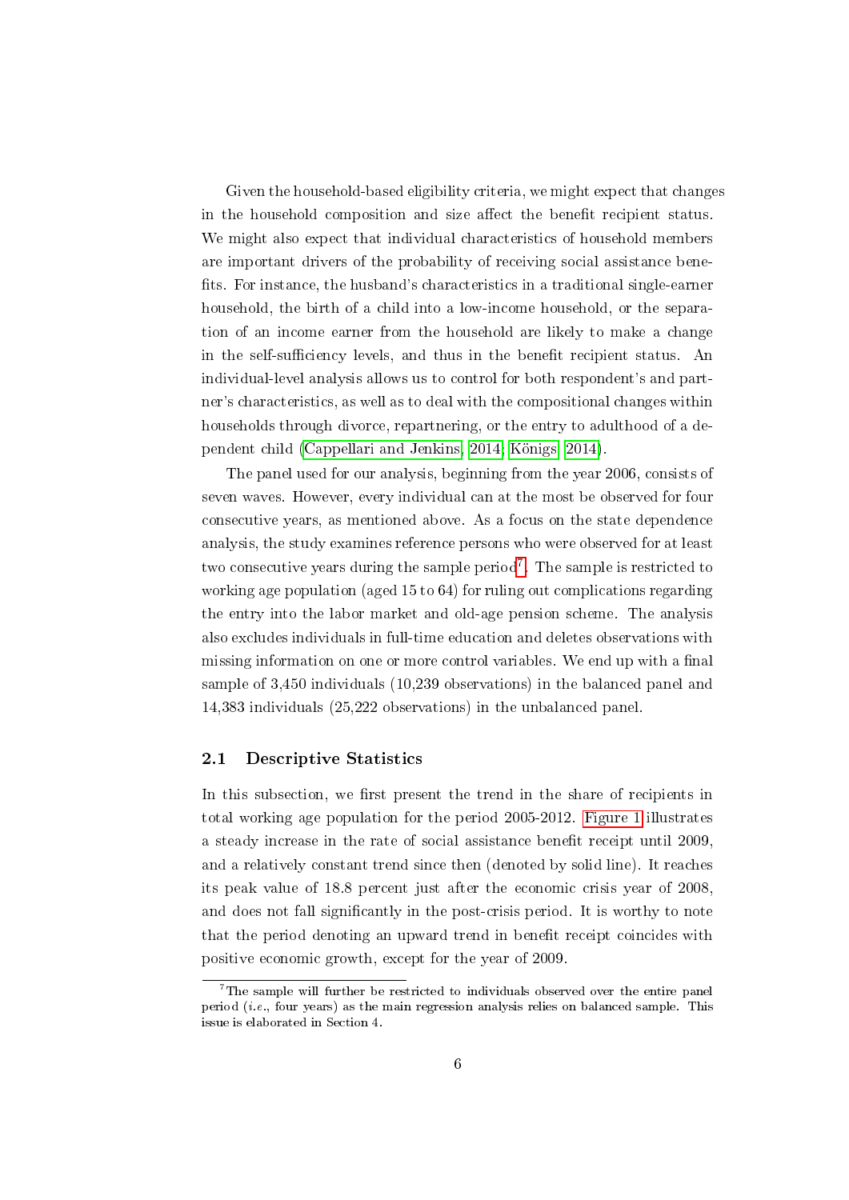Given the household-based eligibility criteria, we might expect that changes in the household composition and size affect the benefit recipient status. We might also expect that individual characteristics of household members are important drivers of the probability of receiving social assistance benefits. For instance, the husband's characteristics in a traditional single-earner household, the birth of a child into a low-income household, or the separation of an income earner from the household are likely to make a change in the self-sufficiency levels, and thus in the benefit recipient status. An individual-level analysis allows us to control for both respondent's and partner's characteristics, as well as to deal with the compositional changes within households through divorce, repartnering, or the entry to adulthood of a dependent child (Cappellari and Jenkins, 2014; Königs, 2014).

The panel used for our analysis, beginning from the year 2006, consists of seven waves. However, every individual can at the most be observed for four consecutive years, as mentioned above. As a focus on the state dependence analysis, the study examines reference persons who were observed for at least two consecutive years during the sample period[7]. The sample is restricted to working age population (aged 15 to 64) for ruling out complications regarding the entry into the labor market and old-age pension scheme. The analysis also excludes individuals in full-time education and deletes observations with missing information on one or more control variables. We end up with a final sample of 3,450 individuals (10,239 observations) in the balanced panel and 14,383 individuals (25,222 observations) in the unbalanced panel.

## 2.1 Descriptive Statistics

In this subsection, we first present the trend in the share of recipients in total working age population for the period 2005-2012. Figure 1 illustrates a steady increase in the rate of social assistance benefit receipt until 2009, and a relatively constant trend since then (denoted by solid line). It reaches its peak value of 18.8 percent just after the economic crisis year of 2008, and does not fall significantly in the post-crisis period. It is worthy to note that the period denoting an upward trend in benefit receipt coincides with positive economic growth, except for the year of 2009.

[7] The sample will further be restricted to individuals observed over the entire panel period (*i.e.*, four years) as the main regression analysis relies on balanced sample. This issue is elaborated in Section 4.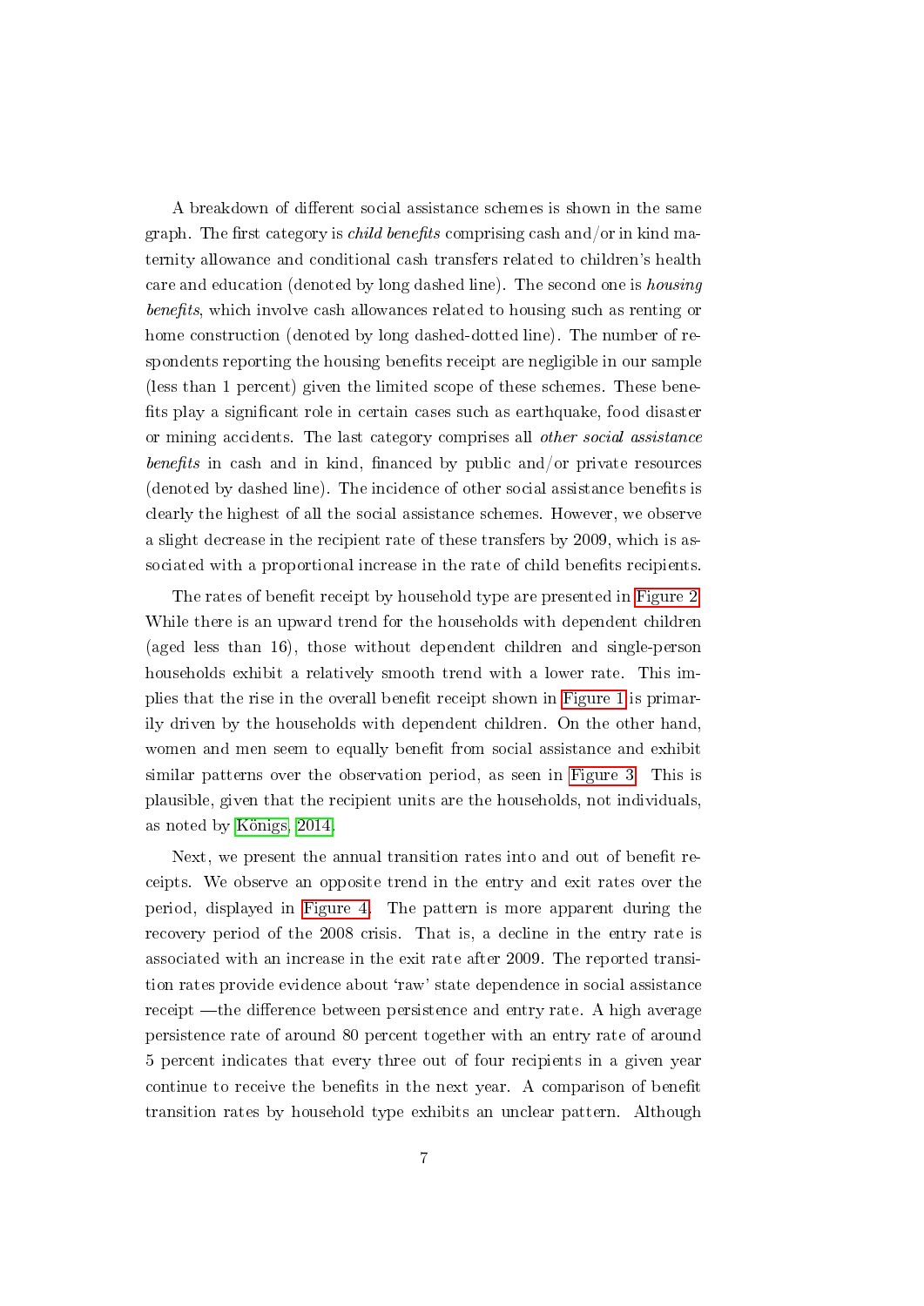A breakdown of different social assistance schemes is shown in the same graph. The first category is *child benefits* comprising cash and/or in kind maternity allowance and conditional cash transfers related to children's health care and education (denoted by long dashed line). The second one is *housing benefits*, which involve cash allowances related to housing such as renting or home construction (denoted by long dashed-dotted line). The number of respondents reporting the housing benefits receipt are negligible in our sample (less than 1 percent) given the limited scope of these schemes. These benefits play a significant role in certain cases such as earthquake, food disaster or mining accidents. The last category comprises all *other social assistance benefits* in cash and in kind, financed by public and/or private resources (denoted by dashed line). The incidence of other social assistance benefits is clearly the highest of all the social assistance schemes. However, we observe a slight decrease in the recipient rate of these transfers by 2009, which is associated with a proportional increase in the rate of child benefits recipients.

The rates of benefit receipt by household type are presented in Figure 2. While there is an upward trend for the households with dependent children (aged less than 16), those without dependent children and single-person households exhibit a relatively smooth trend with a lower rate. This implies that the rise in the overall benefit receipt shown in Figure 1 is primarily driven by the households with dependent children. On the other hand, women and men seem to equally benefit from social assistance and exhibit similar patterns over the observation period, as seen in Figure 3. This is plausible, given that the recipient units are the households, not individuals, as noted by Königs, 2014.

Next, we present the annual transition rates into and out of benefit receipts. We observe an opposite trend in the entry and exit rates over the period, displayed in Figure 4. The pattern is more apparent during the recovery period of the 2008 crisis. That is, a decline in the entry rate is associated with an increase in the exit rate after 2009. The reported transition rates provide evidence about 'raw' state dependence in social assistance receipt —the difference between persistence and entry rate. A high average persistence rate of around 80 percent together with an entry rate of around 5 percent indicates that every three out of four recipients in a given year continue to receive the benefits in the next year. A comparison of benefit transition rates by household type exhibits an unclear pattern. Although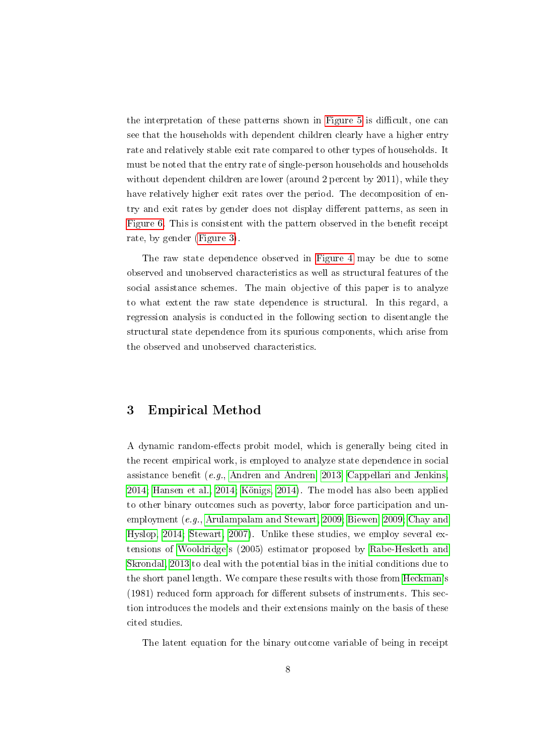the interpretation of these patterns shown in Figure 5 is difficult, one can see that the households with dependent children clearly have a higher entry rate and relatively stable exit rate compared to other types of households. It must be noted that the entry rate of single-person households and households without dependent children are lower (around 2 percent by 2011), while they have relatively higher exit rates over the period. The decomposition of entry and exit rates by gender does not display different patterns, as seen in Figure 6. This is consistent with the pattern observed in the benefit receipt rate, by gender (Figure 3).

The raw state dependence observed in Figure 4 may be due to some observed and unobserved characteristics as well as structural features of the social assistance schemes. The main objective of this paper is to analyze to what extent the raw state dependence is structural. In this regard, a regression analysis is conducted in the following section to disentangle the structural state dependence from its spurious components, which arise from the observed and unobserved characteristics.

## 3 Empirical Method

A dynamic random-effects probit model, which is generally being cited in the recent empirical work, is employed to analyze state dependence in social assistance benefit (*e.g.*, Andren and Andren, 2013; Cappellari and Jenkins, 2014; Hansen et al., 2014; Königs, 2014). The model has also been applied to other binary outcomes such as poverty, labor force participation and unemployment (*e.g.*, Arulampalam and Stewart, 2009; Biewen, 2009; Chay and Hyslop, 2014; Stewart, 2007). Unlike these studies, we employ several extensions of Wooldridge's (2005) estimator proposed by Rabe-Hesketh and Skrondal, 2013 to deal with the potential bias in the initial conditions due to the short panel length. We compare these results with those from Heckman's (1981) reduced form approach for different subsets of instruments. This section introduces the models and their extensions mainly on the basis of these cited studies.

The latent equation for the binary outcome variable of being in receipt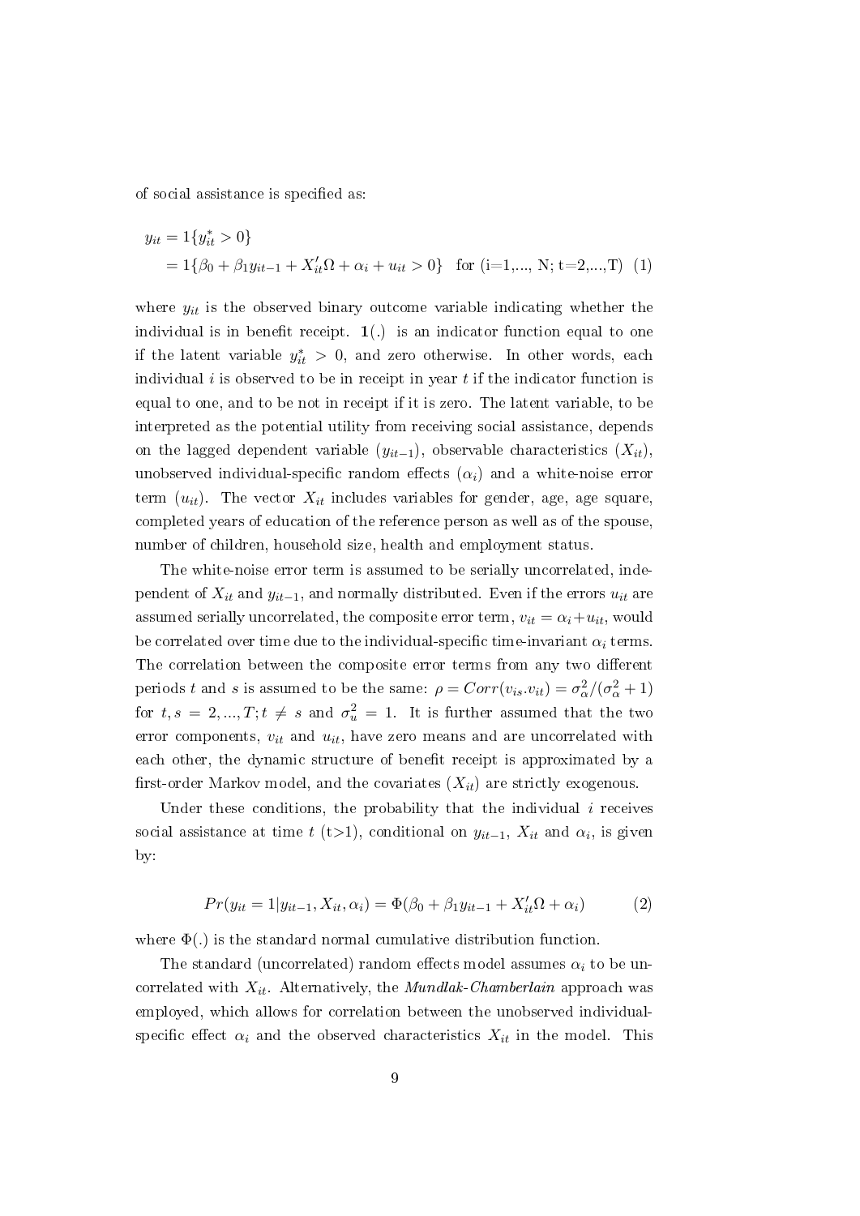of social assistance is specified as:

$$
\begin{aligned}
y_{it} &= 1\{y_{it}^{*} > 0\} \\
&= 1\{\beta_0 + \beta_1 y_{it-1} + X_{it}'\Omega + \alpha_i + u_{it} > 0\} \quad \text{for (i=1,..., N; t=2,...,T)} \quad (1)
\end{aligned}
$$

where $y_{it}$ is the observed binary outcome variable indicating whether the individual is in benefit receipt. $\mathbf{1}(.)$ is an indicator function equal to one if the latent variable $y_{it}^{*} > 0$, and zero otherwise. In other words, each individual $i$ is observed to be in receipt in year $t$ if the indicator function is equal to one, and to be not in receipt if it is zero. The latent variable, to be interpreted as the potential utility from receiving social assistance, depends on the lagged dependent variable ($y_{it-1}$), observable characteristics ($X_{it}$), unobserved individual-specific random effects ($\alpha_i$) and a white-noise error term ($u_{it}$). The vector $X_{it}$ includes variables for gender, age, age square, completed years of education of the reference person as well as of the spouse, number of children, household size, health and employment status.

The white-noise error term is assumed to be serially uncorrelated, independent of $X_{it}$ and $y_{it-1}$, and normally distributed. Even if the errors $u_{it}$ are assumed serially uncorrelated, the composite error term, $v_{it} = \alpha_i + u_{it}$, would be correlated over time due to the individual-specific time-invariant $\alpha_i$ terms. The correlation between the composite error terms from any two different periods $t$ and $s$ is assumed to be the same: $\rho = Corr(v_{is}.v_{it}) = \sigma_{\alpha}^2/(\sigma_{\alpha}^2 + 1)$ for $t, s = 2, ..., T; t \neq s$ and $\sigma_u^2 = 1$. It is further assumed that the two error components, $v_{it}$ and $u_{it}$, have zero means and are uncorrelated with each other, the dynamic structure of benefit receipt is approximated by a first-order Markov model, and the covariates ($X_{it}$) are strictly exogenous.

Under these conditions, the probability that the individual $i$ receives social assistance at time $t$ (t>1), conditional on $y_{it-1}$, $X_{it}$ and $\alpha_i$, is given by:

$$
Pr(y_{it} = 1 | y_{it-1}, X_{it}, \alpha_i) = \Phi(\beta_0 + \beta_1 y_{it-1} + X_{it}'\Omega + \alpha_i) \tag{2}
$$

where $\Phi(.)$ is the standard normal cumulative distribution function.

The standard (uncorrelated) random effects model assumes $\alpha_i$ to be uncorrelated with $X_{it}$. Alternatively, the *Mundlak-Chamberlain* approach was employed, which allows for correlation between the unobserved individual-specific effect $\alpha_i$ and the observed characteristics $X_{it}$ in the model. This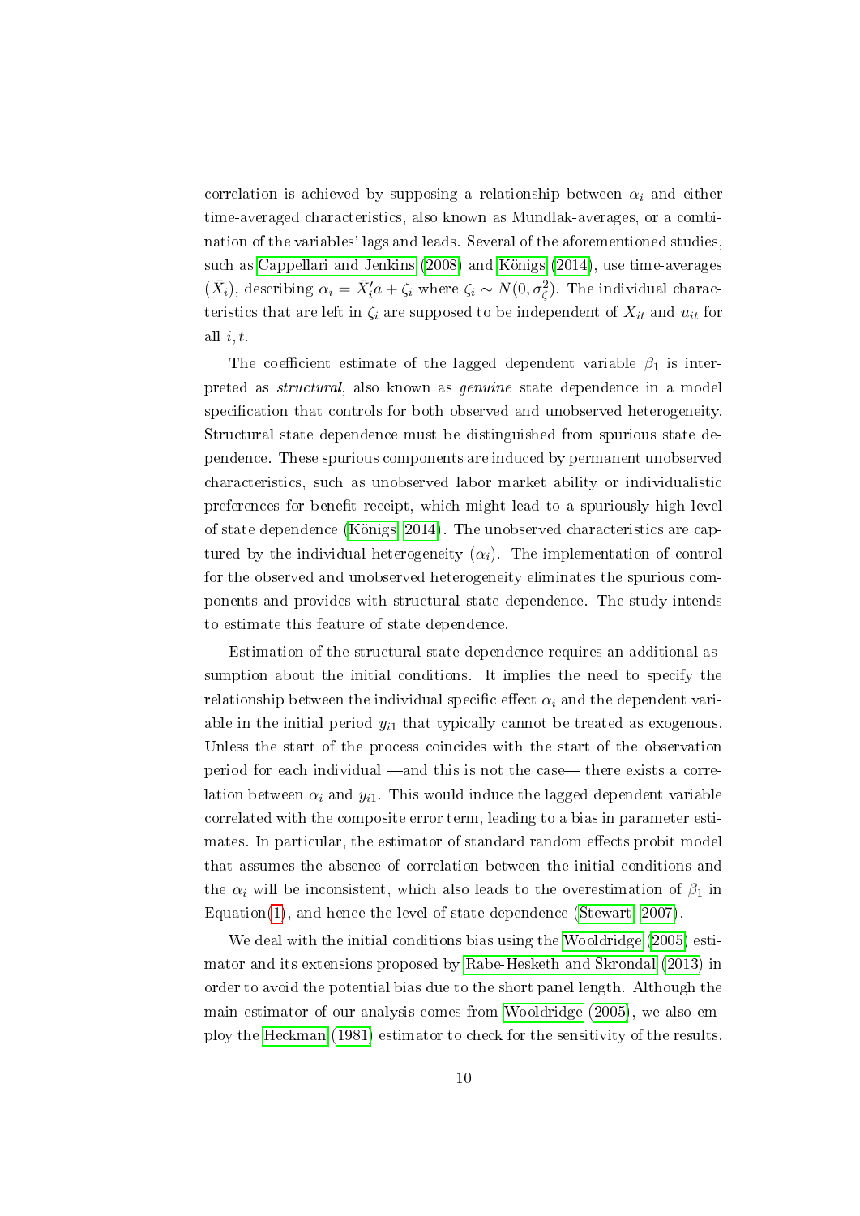correlation is achieved by supposing a relationship between $\alpha_i$ and either time-averaged characteristics, also known as Mundlak-averages, or a combination of the variables' lags and leads. Several of the aforementioned studies, such as Cappellari and Jenkins (2008) and Königs (2014), use time-averages $(\bar{X}_i)$, describing $\alpha_i = \bar{X}_i' a + \zeta_i$ where $\zeta_i \sim N(0, \sigma_\zeta^2)$. The individual characteristics that are left in $\zeta_i$ are supposed to be independent of $X_{it}$ and $u_{it}$ for all $i, t$.

The coefficient estimate of the lagged dependent variable $\beta_1$ is interpreted as *structural*, also known as *genuine* state dependence in a model specification that controls for both observed and unobserved heterogeneity. Structural state dependence must be distinguished from spurious state dependence. These spurious components are induced by permanent unobserved characteristics, such as unobserved labor market ability or individualistic preferences for benefit receipt, which might lead to a spuriously high level of state dependence (Königs, 2014). The unobserved characteristics are captured by the individual heterogeneity $(\alpha_i)$. The implementation of control for the observed and unobserved heterogeneity eliminates the spurious components and provides with structural state dependence. The study intends to estimate this feature of state dependence.

Estimation of the structural state dependence requires an additional assumption about the initial conditions. It implies the need to specify the relationship between the individual specific effect $\alpha_i$ and the dependent variable in the initial period $y_{i1}$ that typically cannot be treated as exogenous. Unless the start of the process coincides with the start of the observation period for each individual —and this is not the case— there exists a correlation between $\alpha_i$ and $y_{i1}$. This would induce the lagged dependent variable correlated with the composite error term, leading to a bias in parameter estimates. In particular, the estimator of standard random effects probit model that assumes the absence of correlation between the initial conditions and the $\alpha_i$ will be inconsistent, which also leads to the overestimation of $\beta_1$ in Equation(1), and hence the level of state dependence (Stewart, 2007).

We deal with the initial conditions bias using the Wooldridge (2005) estimator and its extensions proposed by Rabe-Hesketh and Skrondal (2013) in order to avoid the potential bias due to the short panel length. Although the main estimator of our analysis comes from Wooldridge (2005), we also employ the Heckman (1981) estimator to check for the sensitivity of the results.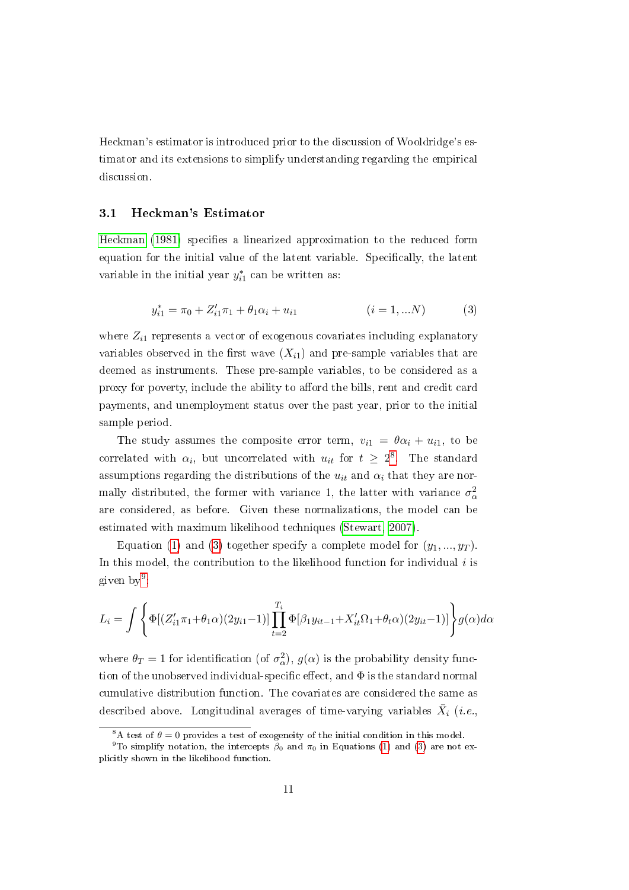Heckman's estimator is introduced prior to the discussion of Wooldridge's estimator and its extensions to simplify understanding regarding the empirical discussion.

### 3.1 Heckman's Estimator

Heckman (1981) specifies a linearized approximation to the reduced form equation for the initial value of the latent variable. Specifically, the latent variable in the initial year $y_{i1}^*$ can be written as:

$$y_{i1}^* = \pi_0 + Z_{i1}'\pi_1 + \theta_1\alpha_i + u_{i1} \qquad (i = 1, ...N) \qquad (3)$$

where $Z_{i1}$ represents a vector of exogenous covariates including explanatory variables observed in the first wave ($X_{i1}$) and pre-sample variables that are deemed as instruments. These pre-sample variables, to be considered as a proxy for poverty, include the ability to afford the bills, rent and credit card payments, and unemployment status over the past year, prior to the initial sample period.

The study assumes the composite error term, $v_{i1} = \theta\alpha_i + u_{i1}$, to be correlated with $\alpha_i$, but uncorrelated with $u_{it}$ for $t \geq 2$[8]. The standard assumptions regarding the distributions of the $u_{it}$ and $\alpha_i$ that they are normally distributed, the former with variance 1, the latter with variance $\sigma_\alpha^2$ are considered, as before. Given these normalizations, the model can be estimated with maximum likelihood techniques (Stewart, 2007).

Equation (1) and (3) together specify a complete model for $(y_1, ..., y_T)$. In this model, the contribution to the likelihood function for individual $i$ is given by[9]:

$$L_i = \int \left\{ \Phi[(Z_{i1}'\pi_1 + \theta_1\alpha)(2y_{i1} - 1)] \prod_{t=2}^{T_i} \Phi[\beta_1 y_{it-1} + X_{it}'\Omega_1 + \theta_t\alpha)(2y_{it} - 1)] \right\} g(\alpha) d\alpha$$

where $\theta_T = 1$ for identification (of $\sigma_\alpha^2$), $g(\alpha)$ is the probability density function of the unobserved individual-specific effect, and $\Phi$ is the standard normal cumulative distribution function. The covariates are considered the same as described above. Longitudinal averages of time-varying variables $\bar{X}_i$ (*i.e.*,

[8] A test of $\theta = 0$ provides a test of exogeneity of the initial condition in this model.

[9] To simplify notation, the intercepts $\beta_0$ and $\pi_0$ in Equations (1) and (3) are not explicitly shown in the likelihood function.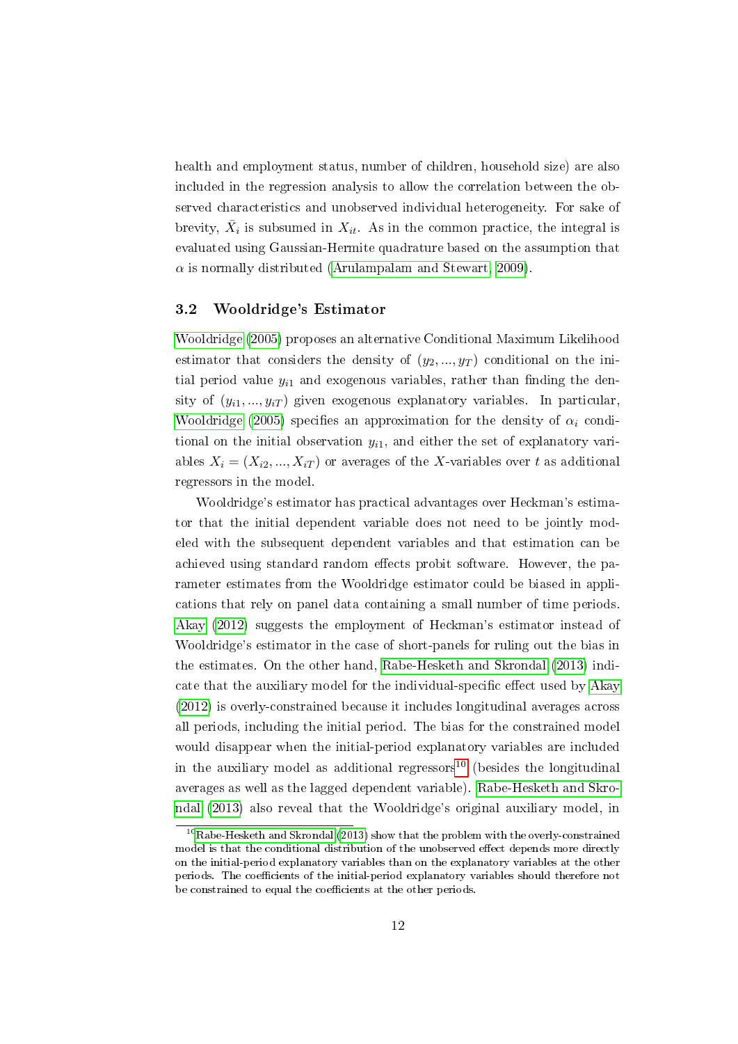health and employment status, number of children, household size) are also included in the regression analysis to allow the correlation between the observed characteristics and unobserved individual heterogeneity. For sake of brevity, $\bar{X}_i$ is subsumed in $X_{it}$. As in the common practice, the integral is evaluated using Gaussian-Hermite quadrature based on the assumption that $\alpha$ is normally distributed (Arulampalam and Stewart, 2009).

### 3.2 Wooldridge's Estimator

Wooldridge (2005) proposes an alternative Conditional Maximum Likelihood estimator that considers the density of $(y_2, ..., y_T)$ conditional on the initial period value $y_{i1}$ and exogenous variables, rather than finding the density of $(y_{i1}, ..., y_{iT})$ given exogenous explanatory variables. In particular, Wooldridge (2005) specifies an approximation for the density of $\alpha_i$ conditional on the initial observation $y_{i1}$, and either the set of explanatory variables $X_i = (X_{i2}, ..., X_{iT})$ or averages of the $X$-variables over $t$ as additional regressors in the model.

Wooldridge's estimator has practical advantages over Heckman's estimator that the initial dependent variable does not need to be jointly modeled with the subsequent dependent variables and that estimation can be achieved using standard random effects probit software. However, the parameter estimates from the Wooldridge estimator could be biased in applications that rely on panel data containing a small number of time periods. Akay (2012) suggests the employment of Heckman's estimator instead of Wooldridge's estimator in the case of short-panels for ruling out the bias in the estimates. On the other hand, Rabe-Hesketh and Skrondal (2013) indicate that the auxiliary model for the individual-specific effect used by Akay (2012) is overly-constrained because it includes longitudinal averages across all periods, including the initial period. The bias for the constrained model would disappear when the initial-period explanatory variables are included in the auxiliary model as additional regressors[10] (besides the longitudinal averages as well as the lagged dependent variable). Rabe-Hesketh and Skrondal (2013) also reveal that the Wooldridge's original auxiliary model, in

[10] Rabe-Hesketh and Skrondal (2013) show that the problem with the overly-constrained model is that the conditional distribution of the unobserved effect depends more directly on the initial-period explanatory variables than on the explanatory variables at the other periods. The coefficients of the initial-period explanatory variables should therefore not be constrained to equal the coefficients at the other periods.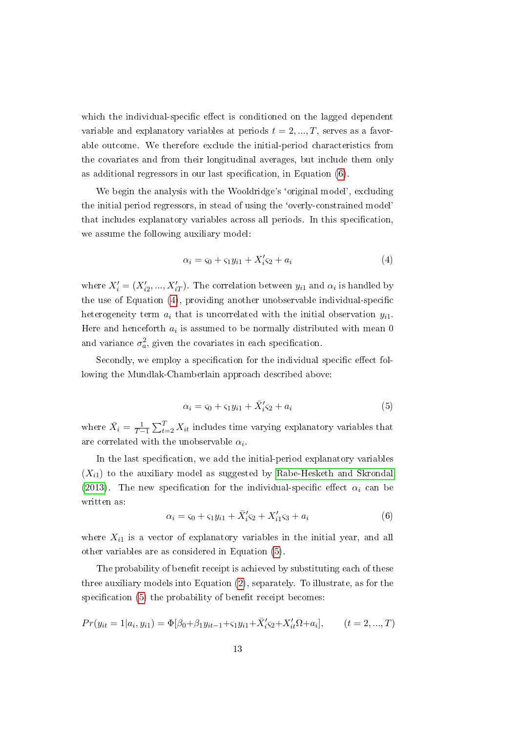which the individual-specific effect is conditioned on the lagged dependent variable and explanatory variables at periods $t = 2, ..., T$, serves as a favorable outcome. We therefore exclude the initial-period characteristics from the covariates and from their longitudinal averages, but include them only as additional regressors in our last specification, in Equation (6).

We begin the analysis with the Wooldridge's 'original model', excluding the initial period regressors, in stead of using the 'overly-constrained model' that includes explanatory variables across all periods. In this specification, we assume the following auxiliary model:

$$\alpha_i = \varsigma_0 + \varsigma_1 y_{i1} + X_i' \varsigma_2 + a_i \tag{4}$$

where $X_i' = (X_{i2}', ..., X_{iT}')$. The correlation between $y_{i1}$ and $\alpha_i$ is handled by the use of Equation (4), providing another unobservable individual-specific heterogeneity term $a_i$ that is uncorrelated with the initial observation $y_{i1}$. Here and henceforth $a_i$ is assumed to be normally distributed with mean 0 and variance $\sigma_a^2$, given the covariates in each specification.

Secondly, we employ a specification for the individual specific effect following the Mundlak-Chamberlain approach described above:

$$\alpha_i = \varsigma_0 + \varsigma_1 y_{i1} + \bar{X}_i' \varsigma_2 + a_i \tag{5}$$

where $\bar{X}_i = \frac{1}{T-1} \sum_{t=2}^{T} X_{it}$ includes time varying explanatory variables that are correlated with the unobservable $\alpha_i$.

In the last specification, we add the initial-period explanatory variables ($X_{i1}$) to the auxiliary model as suggested by Rabe-Hesketh and Skrondal (2013). The new specification for the individual-specific effect $\alpha_i$ can be written as:

$$\alpha_i = \varsigma_0 + \varsigma_1 y_{i1} + \bar{X}_i' \varsigma_2 + X_{i1}' \varsigma_3 + a_i \tag{6}$$

where $X_{i1}$ is a vector of explanatory variables in the initial year, and all other variables are as considered in Equation (5).

The probability of benefit receipt is achieved by substituting each of these three auxiliary models into Equation (2), separately. To illustrate, as for the specification (5) the probability of benefit receipt becomes:

$$Pr(y_{it} = 1 | a_i, y_{i1}) = \Phi[\beta_0 + \beta_1 y_{it-1} + \varsigma_1 y_{i1} + \bar{X}_i' \varsigma_2 + X_{it}' \Omega + a_i], \qquad (t = 2, ..., T)$$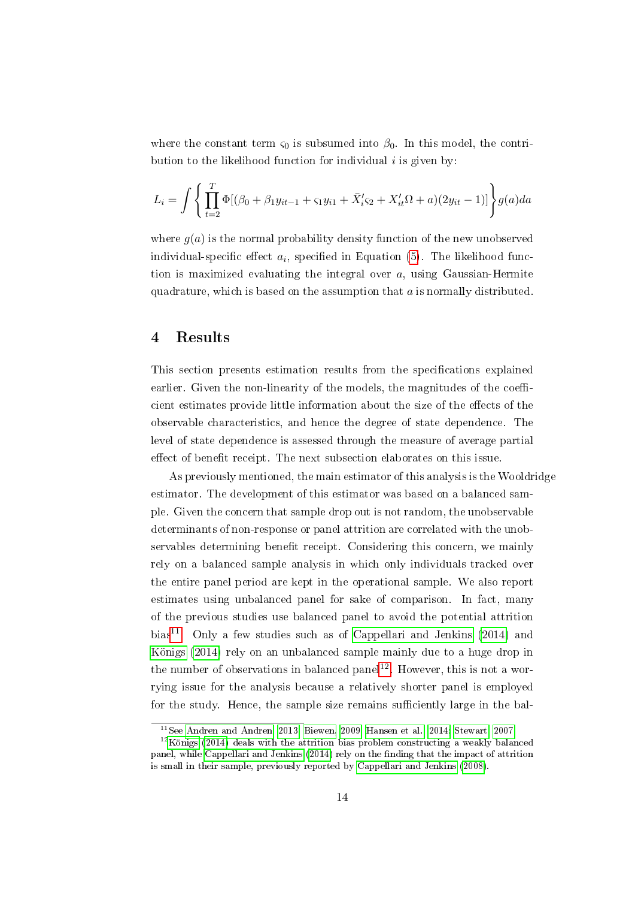where the constant term $\varsigma_0$ is subsumed into $\beta_0$. In this model, the contribution to the likelihood function for individual $i$ is given by:

$$L_i = \int \left\{ \prod_{t=2}^{T} \Phi[(\beta_0 + \beta_1 y_{it-1} + \varsigma_1 y_{i1} + \bar{X}_i'\varsigma_2 + X_{it}'\Omega + a)(2y_{it} - 1)] \right\} g(a)da$$

where $g(a)$ is the normal probability density function of the new unobserved individual-specific effect $a_i$, specified in Equation (5). The likelihood function is maximized evaluating the integral over $a$, using Gaussian-Hermite quadrature, which is based on the assumption that $a$ is normally distributed.

# 4 Results

This section presents estimation results from the specifications explained earlier. Given the non-linearity of the models, the magnitudes of the coefficient estimates provide little information about the size of the effects of the observable characteristics, and hence the degree of state dependence. The level of state dependence is assessed through the measure of average partial effect of benefit receipt. The next subsection elaborates on this issue.

As previously mentioned, the main estimator of this analysis is the Wooldridge estimator. The development of this estimator was based on a balanced sample. Given the concern that sample drop out is not random, the unobservable determinants of non-response or panel attrition are correlated with the unobservables determining benefit receipt. Considering this concern, we mainly rely on a balanced sample analysis in which only individuals tracked over the entire panel period are kept in the operational sample. We also report estimates using unbalanced panel for sake of comparison. In fact, many of the previous studies use balanced panel to avoid the potential attrition bias[11]. Only a few studies such as of Cappellari and Jenkins (2014) and Königs (2014) rely on an unbalanced sample mainly due to a huge drop in the number of observations in balanced panel[12]. However, this is not a worrying issue for the analysis because a relatively shorter panel is employed for the study. Hence, the sample size remains sufficiently large in the bal-

[11] See Andren and Andren, 2013; Biewen, 2009; Hansen et al., 2014; Stewart, 2007

[12] Königs (2014) deals with the attrition bias problem constructing a weakly balanced panel, while Cappellari and Jenkins (2014) rely on the finding that the impact of attrition is small in their sample, previously reported by Cappellari and Jenkins (2008).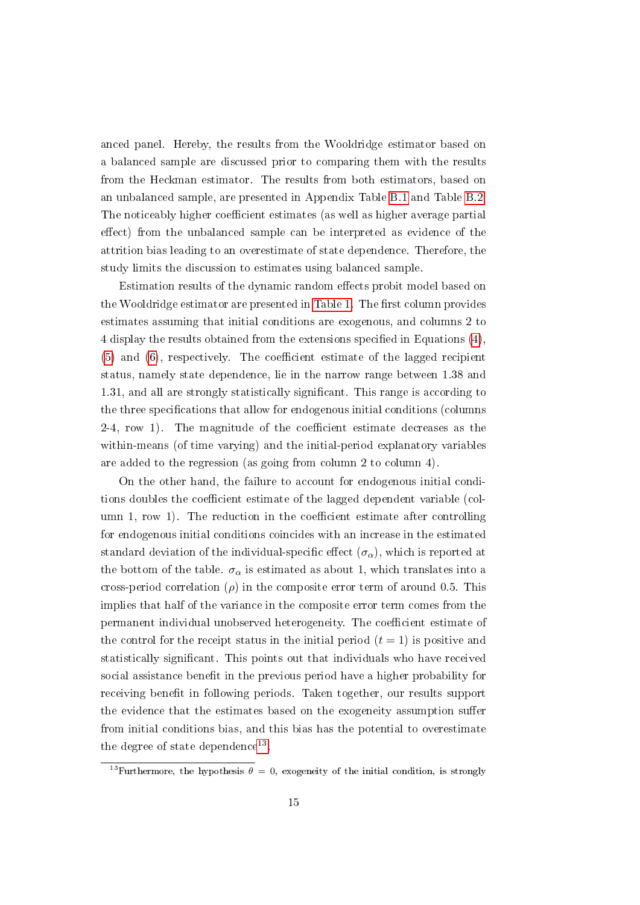anced panel. Hereby, the results from the Wooldridge estimator based on a balanced sample are discussed prior to comparing them with the results from the Heckman estimator. The results from both estimators, based on an unbalanced sample, are presented in Appendix Table B.1 and Table B.2. The noticeably higher coefficient estimates (as well as higher average partial effect) from the unbalanced sample can be interpreted as evidence of the attrition bias leading to an overestimate of state dependence. Therefore, the study limits the discussion to estimates using balanced sample.

Estimation results of the dynamic random effects probit model based on the Wooldridge estimator are presented in Table 1. The first column provides estimates assuming that initial conditions are exogenous, and columns 2 to 4 display the results obtained from the extensions specified in Equations (4), (5) and (6), respectively. The coefficient estimate of the lagged recipient status, namely state dependence, lie in the narrow range between 1.38 and 1.31, and all are strongly statistically significant. This range is according to the three specifications that allow for endogenous initial conditions (columns 2-4, row 1). The magnitude of the coefficient estimate decreases as the within-means (of time varying) and the initial-period explanatory variables are added to the regression (as going from column 2 to column 4).

On the other hand, the failure to account for endogenous initial conditions doubles the coefficient estimate of the lagged dependent variable (column 1, row 1). The reduction in the coefficient estimate after controlling for endogenous initial conditions coincides with an increase in the estimated standard deviation of the individual-specific effect ($\sigma_\alpha$), which is reported at the bottom of the table. $\sigma_\alpha$ is estimated as about 1, which translates into a cross-period correlation ($\rho$) in the composite error term of around 0.5. This implies that half of the variance in the composite error term comes from the permanent individual unobserved heterogeneity. The coefficient estimate of the control for the receipt status in the initial period ($t = 1$) is positive and statistically significant. This points out that individuals who have received social assistance benefit in the previous period have a higher probability for receiving benefit in following periods. Taken together, our results support the evidence that the estimates based on the exogeneity assumption suffer from initial conditions bias, and this bias has the potential to overestimate the degree of state dependence[13].

[13]Furthermore, the hypothesis $\theta = 0$, exogeneity of the initial condition, is strongly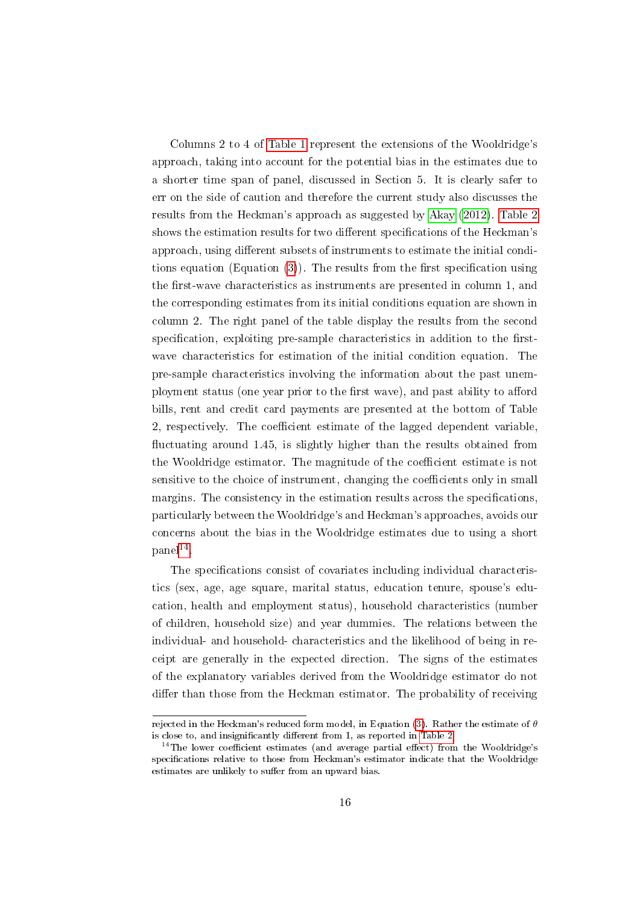Columns 2 to 4 of Table 1 represent the extensions of the Wooldridge's approach, taking into account for the potential bias in the estimates due to a shorter time span of panel, discussed in Section 5. It is clearly safer to err on the side of caution and therefore the current study also discusses the results from the Heckman's approach as suggested by Akay (2012). Table 2 shows the estimation results for two different specifications of the Heckman's approach, using different subsets of instruments to estimate the initial conditions equation (Equation (3)). The results from the first specification using the first-wave characteristics as instruments are presented in column 1, and the corresponding estimates from its initial conditions equation are shown in column 2. The right panel of the table display the results from the second specification, exploiting pre-sample characteristics in addition to the first-wave characteristics for estimation of the initial condition equation. The pre-sample characteristics involving the information about the past unemployment status (one year prior to the first wave), and past ability to afford bills, rent and credit card payments are presented at the bottom of Table 2, respectively. The coefficient estimate of the lagged dependent variable, fluctuating around 1.45, is slightly higher than the results obtained from the Wooldridge estimator. The magnitude of the coefficient estimate is not sensitive to the choice of instrument, changing the coefficients only in small margins. The consistency in the estimation results across the specifications, particularly between the Wooldridge's and Heckman's approaches, avoids our concerns about the bias in the Wooldridge estimates due to using a short panel[14].

The specifications consist of covariates including individual characteristics (sex, age, age square, marital status, education tenure, spouse's education, health and employment status), household characteristics (number of children, household size) and year dummies. The relations between the individual- and household- characteristics and the likelihood of being in receipt are generally in the expected direction. The signs of the estimates of the explanatory variables derived from the Wooldridge estimator do not differ than those from the Heckman estimator. The probability of receiving

---

rejected in the Heckman's reduced form model, in Equation (3). Rather the estimate of $\theta$ is close to, and insignificantly different from 1, as reported in Table 2.

[14] The lower coefficient estimates (and average partial effect) from the Wooldridge's specifications relative to those from Heckman's estimator indicate that the Wooldridge estimates are unlikely to suffer from an upward bias.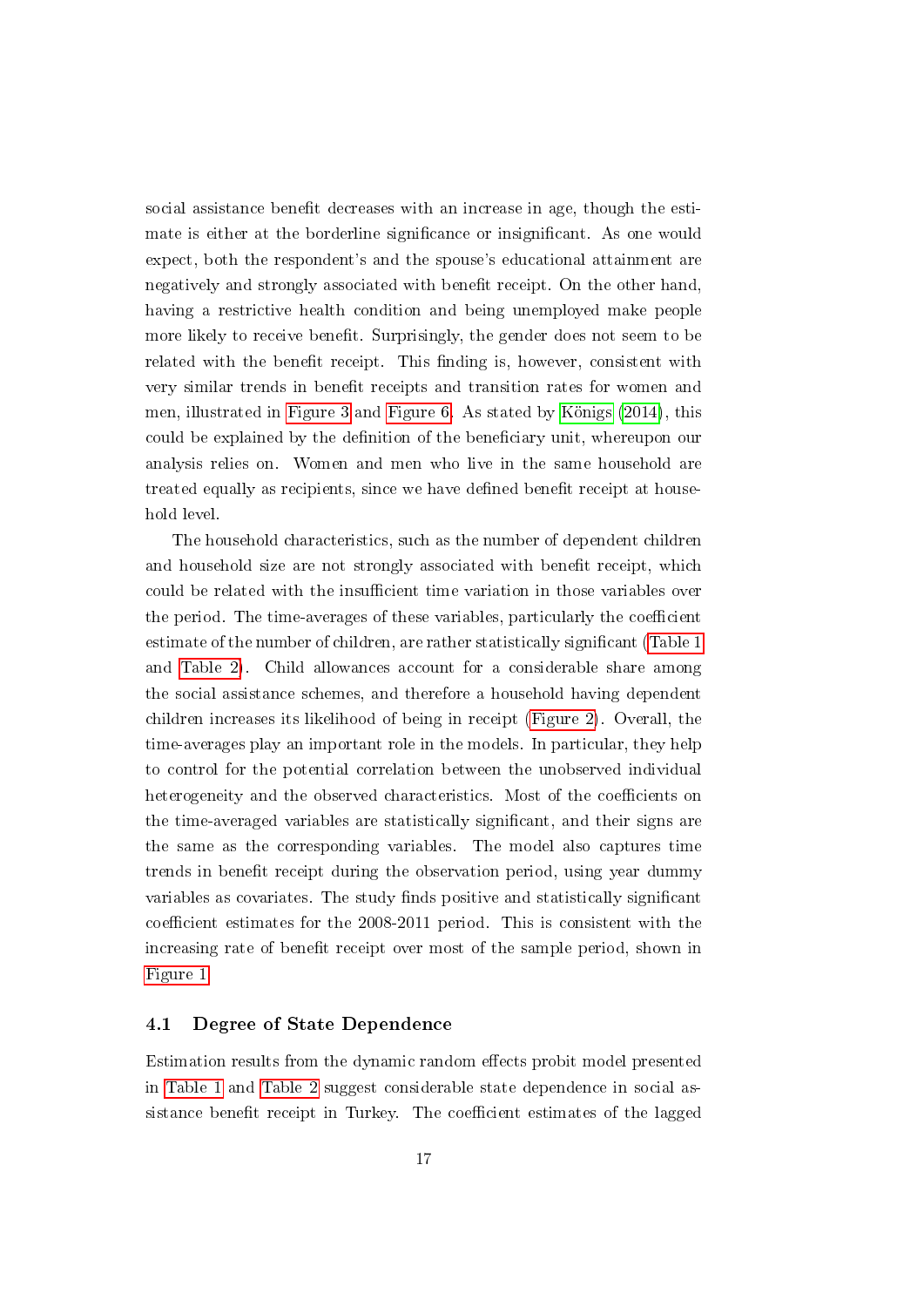social assistance benefit decreases with an increase in age, though the estimate is either at the borderline significance or insignificant. As one would expect, both the respondent's and the spouse's educational attainment are negatively and strongly associated with benefit receipt. On the other hand, having a restrictive health condition and being unemployed make people more likely to receive benefit. Surprisingly, the gender does not seem to be related with the benefit receipt. This finding is, however, consistent with very similar trends in benefit receipts and transition rates for women and men, illustrated in Figure 3 and Figure 6. As stated by Königs (2014), this could be explained by the definition of the beneficiary unit, whereupon our analysis relies on. Women and men who live in the same household are treated equally as recipients, since we have defined benefit receipt at household level.

The household characteristics, such as the number of dependent children and household size are not strongly associated with benefit receipt, which could be related with the insufficient time variation in those variables over the period. The time-averages of these variables, particularly the coefficient estimate of the number of children, are rather statistically significant (Table 1 and Table 2). Child allowances account for a considerable share among the social assistance schemes, and therefore a household having dependent children increases its likelihood of being in receipt (Figure 2). Overall, the time-averages play an important role in the models. In particular, they help to control for the potential correlation between the unobserved individual heterogeneity and the observed characteristics. Most of the coefficients on the time-averaged variables are statistically significant, and their signs are the same as the corresponding variables. The model also captures time trends in benefit receipt during the observation period, using year dummy variables as covariates. The study finds positive and statistically significant coefficient estimates for the 2008-2011 period. This is consistent with the increasing rate of benefit receipt over most of the sample period, shown in Figure 1.

### 4.1 Degree of State Dependence

Estimation results from the dynamic random effects probit model presented in Table 1 and Table 2 suggest considerable state dependence in social assistance benefit receipt in Turkey. The coefficient estimates of the lagged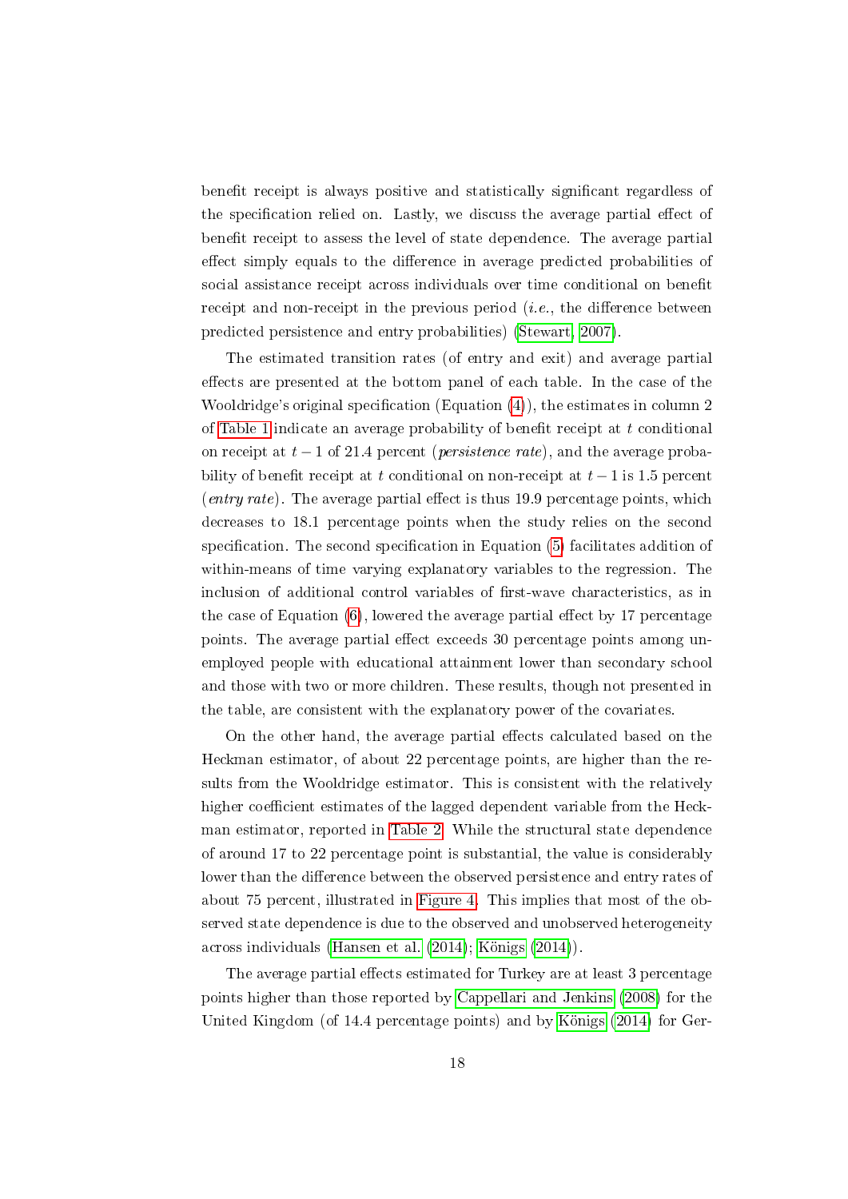benefit receipt is always positive and statistically significant regardless of the specification relied on. Lastly, we discuss the average partial effect of benefit receipt to assess the level of state dependence. The average partial effect simply equals to the difference in average predicted probabilities of social assistance receipt across individuals over time conditional on benefit receipt and non-receipt in the previous period (*i.e.*, the difference between predicted persistence and entry probabilities) (Stewart, 2007).

The estimated transition rates (of entry and exit) and average partial effects are presented at the bottom panel of each table. In the case of the Wooldridge's original specification (Equation (4)), the estimates in column 2 of Table 1 indicate an average probability of benefit receipt at $t$ conditional on receipt at $t-1$ of 21.4 percent (*persistence rate*), and the average probability of benefit receipt at $t$ conditional on non-receipt at $t-1$ is 1.5 percent (*entry rate*). The average partial effect is thus 19.9 percentage points, which decreases to 18.1 percentage points when the study relies on the second specification. The second specification in Equation (5) facilitates addition of within-means of time varying explanatory variables to the regression. The inclusion of additional control variables of first-wave characteristics, as in the case of Equation (6), lowered the average partial effect by 17 percentage points. The average partial effect exceeds 30 percentage points among unemployed people with educational attainment lower than secondary school and those with two or more children. These results, though not presented in the table, are consistent with the explanatory power of the covariates.

On the other hand, the average partial effects calculated based on the Heckman estimator, of about 22 percentage points, are higher than the results from the Wooldridge estimator. This is consistent with the relatively higher coefficient estimates of the lagged dependent variable from the Heckman estimator, reported in Table 2. While the structural state dependence of around 17 to 22 percentage point is substantial, the value is considerably lower than the difference between the observed persistence and entry rates of about 75 percent, illustrated in Figure 4. This implies that most of the observed state dependence is due to the observed and unobserved heterogeneity across individuals (Hansen et al. (2014); Königs (2014)).

The average partial effects estimated for Turkey are at least 3 percentage points higher than those reported by Cappellari and Jenkins (2008) for the United Kingdom (of 14.4 percentage points) and by Königs (2014) for Ger-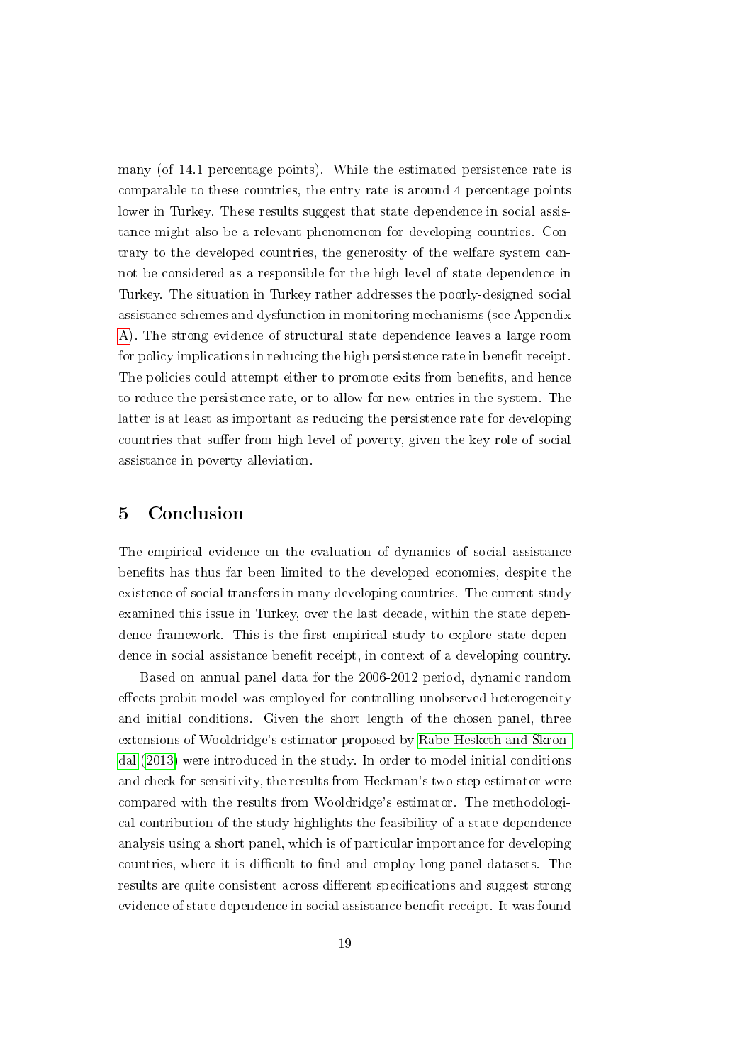many (of 14.1 percentage points). While the estimated persistence rate is comparable to these countries, the entry rate is around 4 percentage points lower in Turkey. These results suggest that state dependence in social assistance might also be a relevant phenomenon for developing countries. Contrary to the developed countries, the generosity of the welfare system cannot be considered as a responsible for the high level of state dependence in Turkey. The situation in Turkey rather addresses the poorly-designed social assistance schemes and dysfunction in monitoring mechanisms (see Appendix A). The strong evidence of structural state dependence leaves a large room for policy implications in reducing the high persistence rate in benefit receipt. The policies could attempt either to promote exits from benefits, and hence to reduce the persistence rate, or to allow for new entries in the system. The latter is at least as important as reducing the persistence rate for developing countries that suffer from high level of poverty, given the key role of social assistance in poverty alleviation.

## 5 Conclusion

The empirical evidence on the evaluation of dynamics of social assistance benefits has thus far been limited to the developed economies, despite the existence of social transfers in many developing countries. The current study examined this issue in Turkey, over the last decade, within the state dependence framework. This is the first empirical study to explore state dependence in social assistance benefit receipt, in context of a developing country.

Based on annual panel data for the 2006-2012 period, dynamic random effects probit model was employed for controlling unobserved heterogeneity and initial conditions. Given the short length of the chosen panel, three extensions of Wooldridge's estimator proposed by Rabe-Hesketh and Skrondal (2013) were introduced in the study. In order to model initial conditions and check for sensitivity, the results from Heckman's two step estimator were compared with the results from Wooldridge's estimator. The methodological contribution of the study highlights the feasibility of a state dependence analysis using a short panel, which is of particular importance for developing countries, where it is difficult to find and employ long-panel datasets. The results are quite consistent across different specifications and suggest strong evidence of state dependence in social assistance benefit receipt. It was found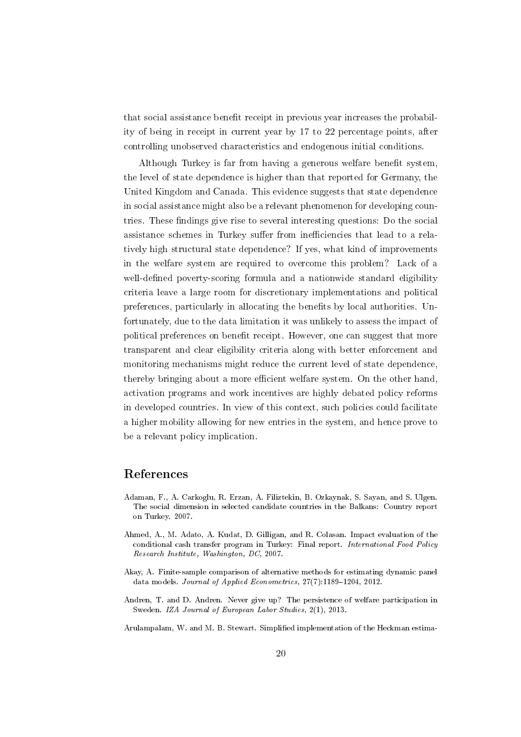that social assistance benefit receipt in previous year increases the probability of being in receipt in current year by 17 to 22 percentage points, after controlling unobserved characteristics and endogenous initial conditions.

Although Turkey is far from having a generous welfare benefit system, the level of state dependence is higher than that reported for Germany, the United Kingdom and Canada. This evidence suggests that state dependence in social assistance might also be a relevant phenomenon for developing countries. These findings give rise to several interesting questions: Do the social assistance schemes in Turkey suffer from inefficiencies that lead to a relatively high structural state dependence? If yes, what kind of improvements in the welfare system are required to overcome this problem? Lack of a well-defined poverty-scoring formula and a nationwide standard eligibility criteria leave a large room for discretionary implementations and political preferences, particularly in allocating the benefits by local authorities. Unfortunately, due to the data limitation it was unlikely to assess the impact of political preferences on benefit receipt. However, one can suggest that more transparent and clear eligibility criteria along with better enforcement and monitoring mechanisms might reduce the current level of state dependence, thereby bringing about a more efficient welfare system. On the other hand, activation programs and work incentives are highly debated policy reforms in developed countries. In view of this context, such policies could facilitate a higher mobility allowing for new entries in the system, and hence prove to be a relevant policy implication.

## References

Adaman, F., A. Carkoglu, R. Erzan, A. Filiztekin, B. Ozkaynak, S. Sayan, and S. Ulgen. The social dimension in selected candidate countries in the Balkans: Country report on Turkey. 2007.

Ahmed, A., M. Adato, A. Kudat, D. Gilligan, and R. Colasan. Impact evaluation of the conditional cash transfer program in Turkey: Final report. *International Food Policy Research Institute, Washington, DC*, 2007.

Akay, A. Finite-sample comparison of alternative methods for estimating dynamic panel data models. *Journal of Applied Econometrics*, 27(7):1189–1204, 2012.

Andren, T. and D. Andren. Never give up? The persistence of welfare participation in Sweden. *IZA Journal of European Labor Studies*, 2(1), 2013.

Arulampalam, W. and M. B. Stewart. Simplified implementation of the Heckman estima-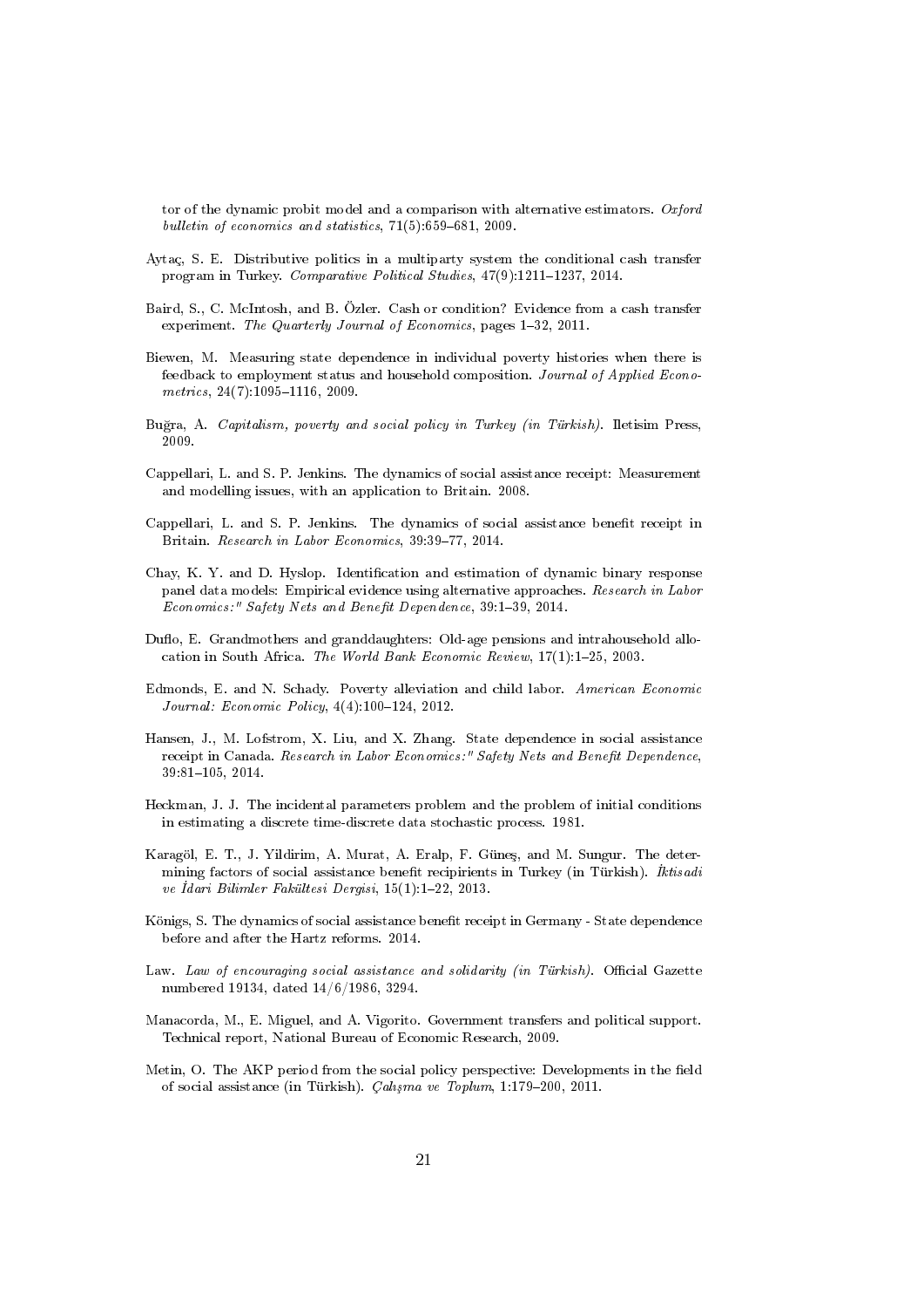tor of the dynamic probit model and a comparison with alternative estimators. *Oxford bulletin of economics and statistics*, 71(5):659–681, 2009.

Aytaç, S. E. Distributive politics in a multiparty system the conditional cash transfer program in Turkey. *Comparative Political Studies*, 47(9):1211–1237, 2014.

Baird, S., C. McIntosh, and B. Özler. Cash or condition? Evidence from a cash transfer experiment. *The Quarterly Journal of Economics*, pages 1–32, 2011.

Biewen, M. Measuring state dependence in individual poverty histories when there is feedback to employment status and household composition. *Journal of Applied Econometrics*, 24(7):1095–1116, 2009.

Buğra, A. *Capitalism, poverty and social policy in Turkey (in Türkish)*. Iletisim Press, 2009.

Cappellari, L. and S. P. Jenkins. The dynamics of social assistance receipt: Measurement and modelling issues, with an application to Britain. 2008.

Cappellari, L. and S. P. Jenkins. The dynamics of social assistance benefit receipt in Britain. *Research in Labor Economics*, 39:39–77, 2014.

Chay, K. Y. and D. Hyslop. Identification and estimation of dynamic binary response panel data models: Empirical evidence using alternative approaches. *Research in Labor Economics:" Safety Nets and Benefit Dependence*, 39:1–39, 2014.

Duflo, E. Grandmothers and granddaughters: Old-age pensions and intrahousehold allocation in South Africa. *The World Bank Economic Review*, 17(1):1–25, 2003.

Edmonds, E. and N. Schady. Poverty alleviation and child labor. *American Economic Journal: Economic Policy*, 4(4):100–124, 2012.

Hansen, J., M. Lofstrom, X. Liu, and X. Zhang. State dependence in social assistance receipt in Canada. *Research in Labor Economics:" Safety Nets and Benefit Dependence*, 39:81–105, 2014.

Heckman, J. J. The incidental parameters problem and the problem of initial conditions in estimating a discrete time-discrete data stochastic process. 1981.

Karagöl, E. T., J. Yildirim, A. Murat, A. Eralp, F. Güneş, and M. Sungur. The determining factors of social assistance benefit recipirients in Turkey (in Türkish). *İktisadi ve İdari Bilimler Fakültesi Dergisi*, 15(1):1–22, 2013.

Königs, S. The dynamics of social assistance benefit receipt in Germany - State dependence before and after the Hartz reforms. 2014.

Law. *Law of encouraging social assistance and solidarity (in Türkish)*. Official Gazette numbered 19134, dated 14/6/1986, 3294.

Manacorda, M., E. Miguel, and A. Vigorito. Government transfers and political support. Technical report, National Bureau of Economic Research, 2009.

Metin, O. The AKP period from the social policy perspective: Developments in the field of social assistance (in Türkish). *Çalışma ve Toplum*, 1:179–200, 2011.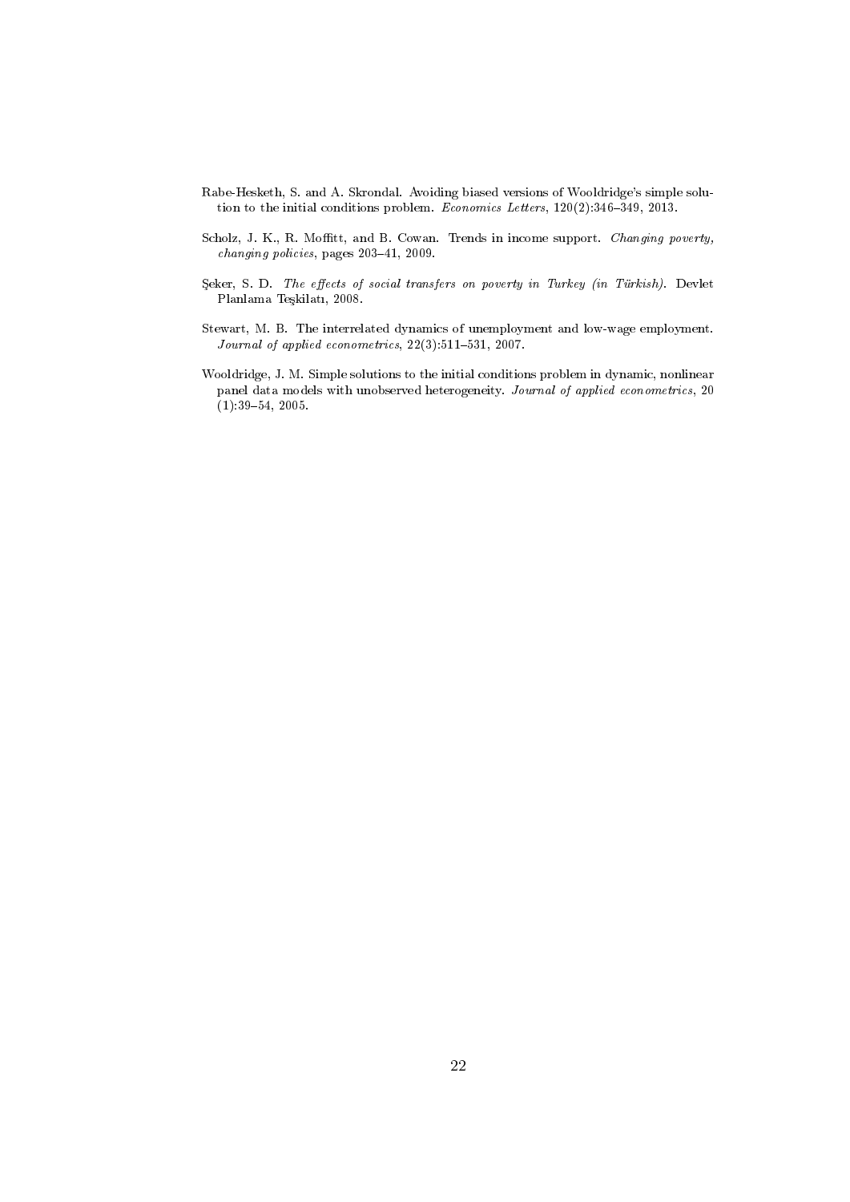Rabe-Hesketh, S. and A. Skrondal. Avoiding biased versions of Wooldridge's simple solution to the initial conditions problem. *Economics Letters*, 120(2):346–349, 2013.

Scholz, J. K., R. Moffitt, and B. Cowan. Trends in income support. *Changing poverty, changing policies*, pages 203–41, 2009.

Şeker, S. D. *The effects of social transfers on poverty in Turkey (in Türkish)*. Devlet Planlama Teşkilatı, 2008.

Stewart, M. B. The interrelated dynamics of unemployment and low-wage employment. *Journal of applied econometrics*, 22(3):511–531, 2007.

Wooldridge, J. M. Simple solutions to the initial conditions problem in dynamic, nonlinear panel data models with unobserved heterogeneity. *Journal of applied econometrics*, 20 (1):39–54, 2005.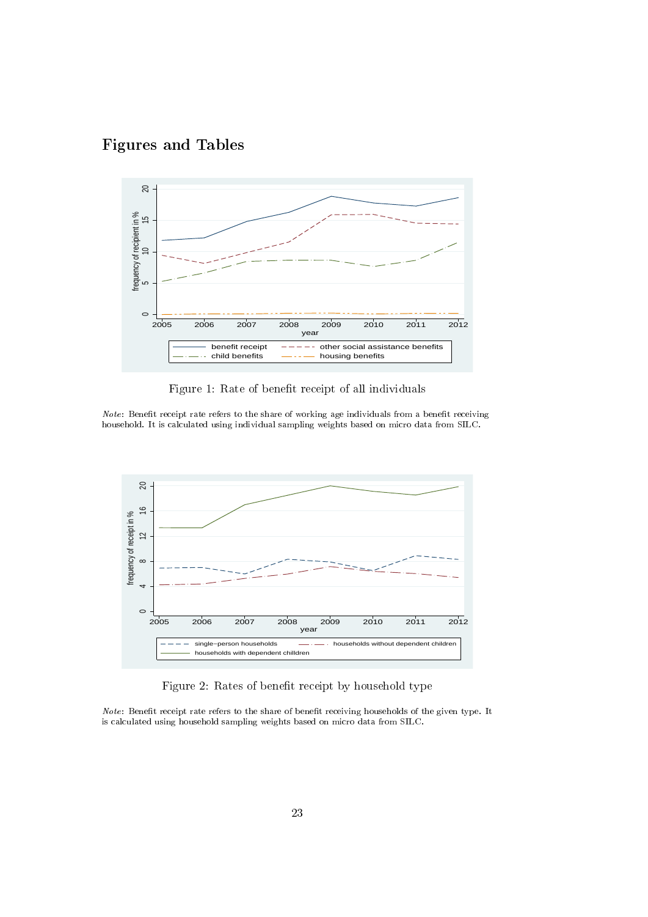# Figures and Tables

Figure 1: Rate of benefit receipt of all individuals

*Note*: Benefit receipt rate refers to the share of working age individuals from a benefit receiving household. It is calculated using individual sampling weights based on micro data from SILC.

Figure 2: Rates of benefit receipt by household type

*Note*: Benefit receipt rate refers to the share of benefit receiving households of the given type. It is calculated using household sampling weights based on micro data from SILC.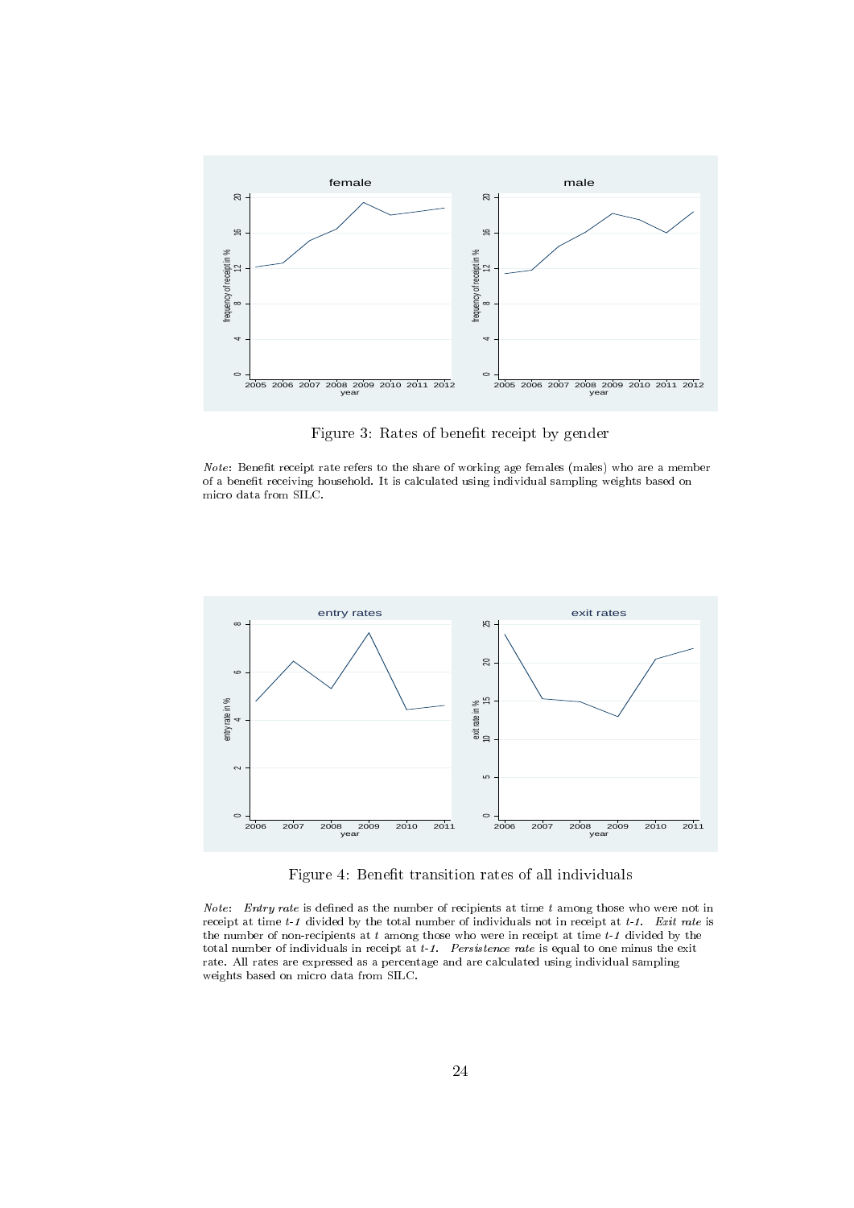Figure 3: Rates of benefit receipt by gender

*Note*: Benefit receipt rate refers to the share of working age females (males) who are a member of a benefit receiving household. It is calculated using individual sampling weights based on micro data from SILC.

Figure 4: Benefit transition rates of all individuals

*Note*: *Entry rate* is defined as the number of recipients at time $t$ among those who were not in receipt at time $t$-$1$ divided by the total number of individuals not in receipt at $t$-$1$. *Exit rate* is the number of non-recipients at $t$ among those who were in receipt at time $t$-$1$ divided by the total number of individuals in receipt at $t$-$1$. *Persistence rate* is equal to one minus the exit rate. All rates are expressed as a percentage and are calculated using individual sampling weights based on micro data from SILC.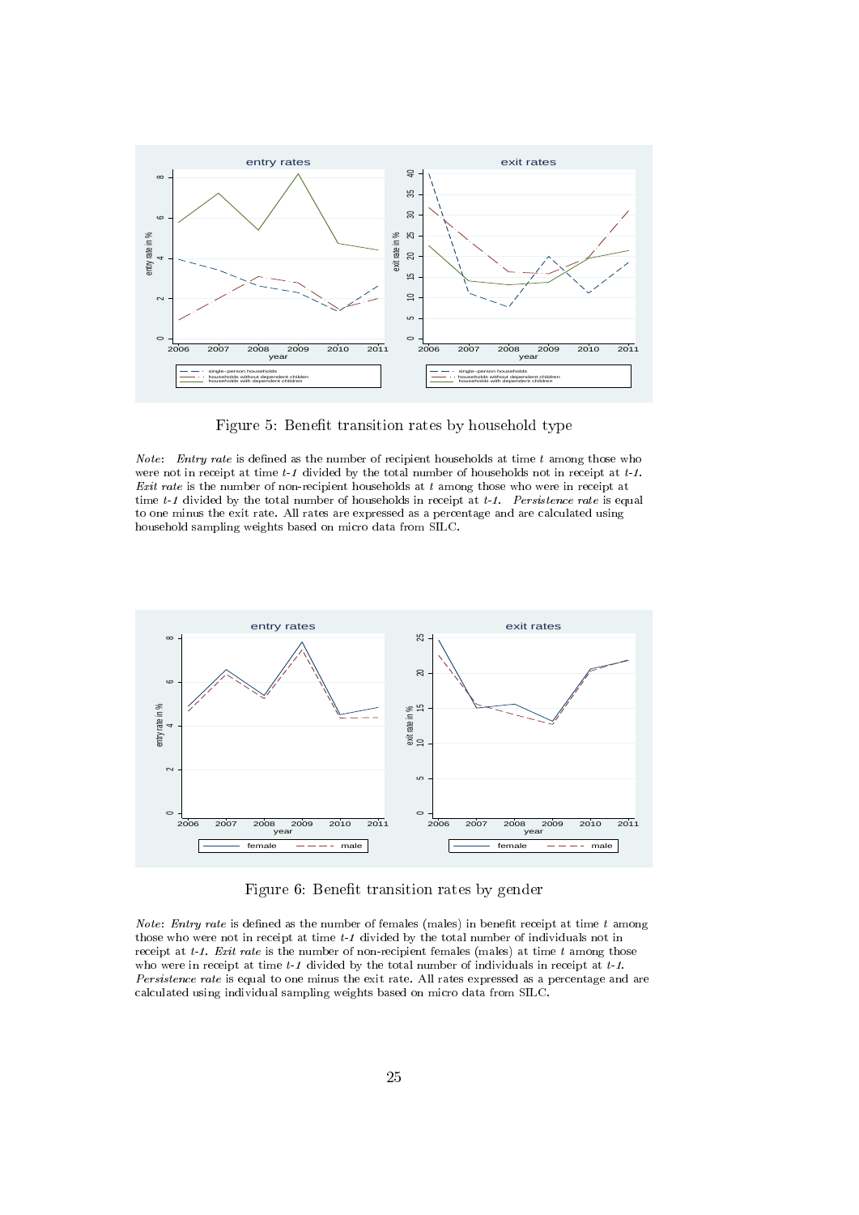Figure 5: Benefit transition rates by household type

*Note*: *Entry rate* is defined as the number of recipient households at time *t* among those who were not in receipt at time *t-1* divided by the total number of households not in receipt at *t-1*. *Exit rate* is the number of non-recipient households at *t* among those who were in receipt at time *t-1* divided by the total number of households in receipt at *t-1*. *Persistence rate* is equal to one minus the exit rate. All rates are expressed as a percentage and are calculated using household sampling weights based on micro data from SILC.

Figure 6: Benefit transition rates by gender

*Note*: *Entry rate* is defined as the number of females (males) in benefit receipt at time *t* among those who were not in receipt at time *t-1* divided by the total number of individuals not in receipt at *t-1*. *Exit rate* is the number of non-recipient females (males) at time *t* among those who were in receipt at time *t-1* divided by the total number of individuals in receipt at *t-1*. *Persistence rate* is equal to one minus the exit rate. All rates expressed as a percentage and are calculated using individual sampling weights based on micro data from SILC.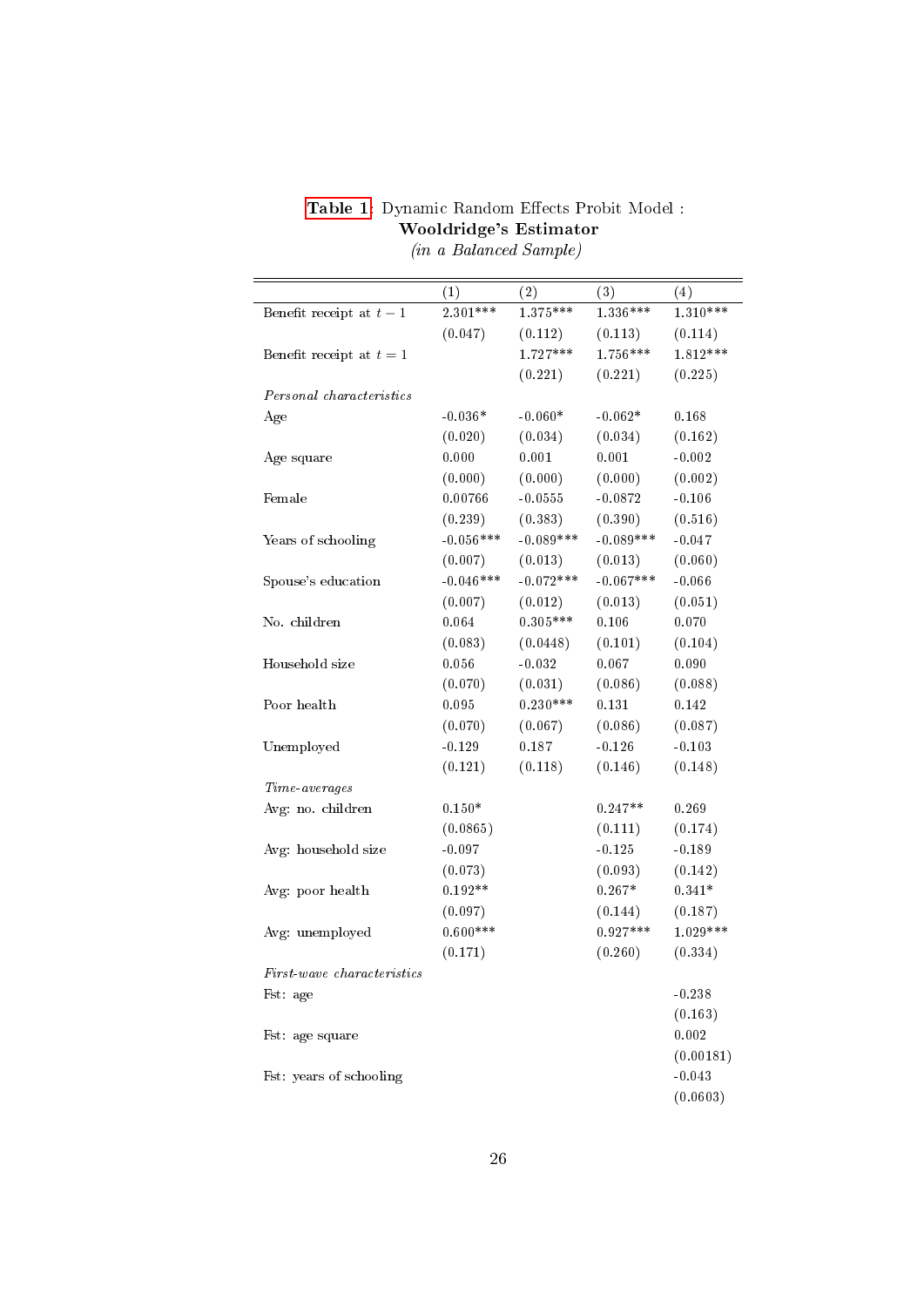**Table 1**: Dynamic Random Effects Probit Model :
**Wooldridge's Estimator**
*(in a Balanced Sample)*

| | (1) | (2) | (3) | (4) |
|---|---|---|---|---|
| Benefit receipt at $t-1$ | 2.301*** | 1.375*** | 1.336*** | 1.310*** |
| | (0.047) | (0.112) | (0.113) | (0.114) |
| Benefit receipt at $t=1$ | | 1.727*** | 1.756*** | 1.812*** |
| | | (0.221) | (0.221) | (0.225) |
| *Personal characteristics* | | | | |
| Age | -0.036* | -0.060* | -0.062* | 0.168 |
| | (0.020) | (0.034) | (0.034) | (0.162) |
| Age square | 0.000 | 0.001 | 0.001 | -0.002 |
| | (0.000) | (0.000) | (0.000) | (0.002) |
| Female | 0.00766 | -0.0555 | -0.0872 | -0.106 |
| | (0.239) | (0.383) | (0.390) | (0.516) |
| Years of schooling | -0.056*** | -0.089*** | -0.089*** | -0.047 |
| | (0.007) | (0.013) | (0.013) | (0.060) |
| Spouse's education | -0.046*** | -0.072*** | -0.067*** | -0.066 |
| | (0.007) | (0.012) | (0.013) | (0.051) |
| No. children | 0.064 | 0.305*** | 0.106 | 0.070 |
| | (0.083) | (0.0448) | (0.101) | (0.104) |
| Household size | 0.056 | -0.032 | 0.067 | 0.090 |
| | (0.070) | (0.031) | (0.086) | (0.088) |
| Poor health | 0.095 | 0.230*** | 0.131 | 0.142 |
| | (0.070) | (0.067) | (0.086) | (0.087) |
| Unemployed | -0.129 | 0.187 | -0.126 | -0.103 |
| | (0.121) | (0.118) | (0.146) | (0.148) |
| *Time-averages* | | | | |
| Avg: no. children | 0.150* | | 0.247** | 0.269 |
| | (0.0865) | | (0.111) | (0.174) |
| Avg: household size | -0.097 | | -0.125 | -0.189 |
| | (0.073) | | (0.093) | (0.142) |
| Avg: poor health | 0.192** | | 0.267* | 0.341* |
| | (0.097) | | (0.144) | (0.187) |
| Avg: unemployed | 0.600*** | | 0.927*** | 1.029*** |
| | (0.171) | | (0.260) | (0.334) |
| *First-wave characteristics* | | | | |
| Fst: age | | | | -0.238 |
| | | | | (0.163) |
| Fst: age square | | | | 0.002 |
| | | | | (0.00181) |
| Fst: years of schooling | | | | -0.043 |
| | | | | (0.0603) |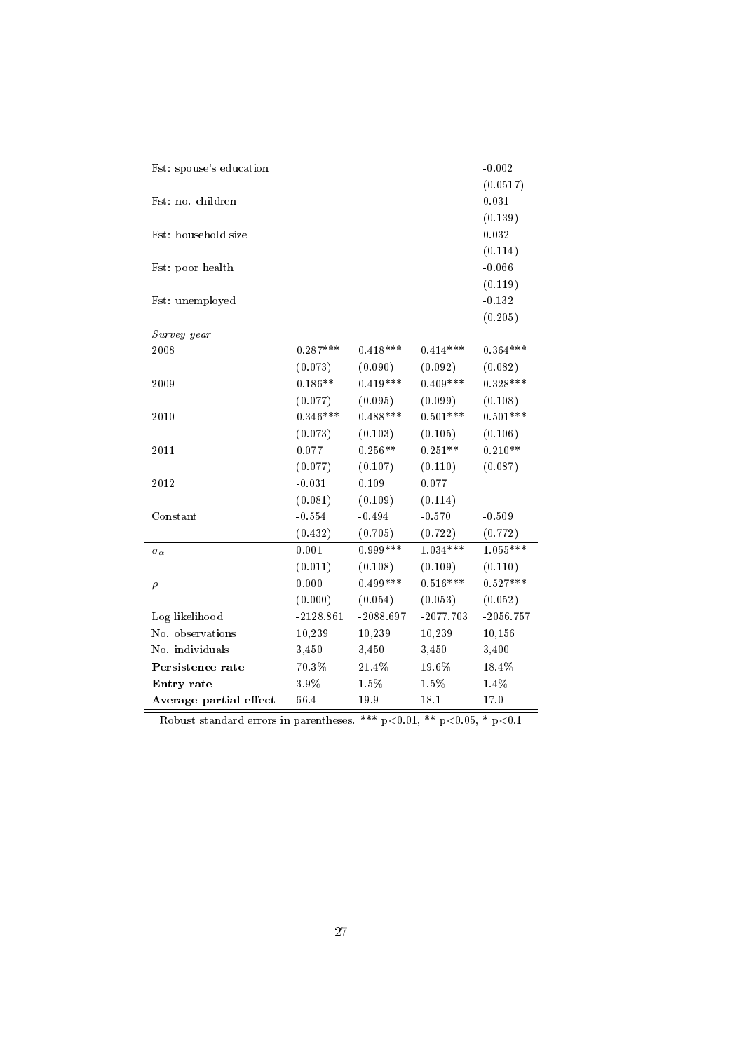|  |  |  |  |  |
|---|---|---|---|---|
| Fst: spouse's education |  |  |  | -0.002 |
|  |  |  |  | (0.0517) |
| Fst: no. children |  |  |  | 0.031 |
|  |  |  |  | (0.139) |
| Fst: household size |  |  |  | 0.032 |
|  |  |  |  | (0.114) |
| Fst: poor health |  |  |  | -0.066 |
|  |  |  |  | (0.119) |
| Fst: unemployed |  |  |  | -0.132 |
|  |  |  |  | (0.205) |
| *Survey year* |  |  |  |  |
| 2008 | 0.287*** | 0.418*** | 0.414*** | 0.364*** |
|  | (0.073) | (0.090) | (0.092) | (0.082) |
| 2009 | 0.186** | 0.419*** | 0.409*** | 0.328*** |
|  | (0.077) | (0.095) | (0.099) | (0.108) |
| 2010 | 0.346*** | 0.488*** | 0.501*** | 0.501*** |
|  | (0.073) | (0.103) | (0.105) | (0.106) |
| 2011 | 0.077 | 0.256** | 0.251** | 0.210** |
|  | (0.077) | (0.107) | (0.110) | (0.087) |
| 2012 | -0.031 | 0.109 | 0.077 |  |
|  | (0.081) | (0.109) | (0.114) |  |
| Constant | -0.554 | -0.494 | -0.570 | -0.509 |
|  | (0.432) | (0.705) | (0.722) | (0.772) |
| $\sigma_\alpha$ | 0.001 | 0.999*** | 1.034*** | 1.055*** |
|  | (0.011) | (0.108) | (0.109) | (0.110) |
| $\rho$ | 0.000 | 0.499*** | 0.516*** | 0.527*** |
|  | (0.000) | (0.054) | (0.053) | (0.052) |
| Log likelihood | -2128.861 | -2088.697 | -2077.703 | -2056.757 |
| No. observations | 10,239 | 10,239 | 10,239 | 10,156 |
| No. individuals | 3,450 | 3,450 | 3,450 | 3,400 |
| **Persistence rate** | 70.3% | 21.4% | 19.6% | 18.4% |
| **Entry rate** | 3.9% | 1.5% | 1.5% | 1.4% |
| **Average partial effect** | 66.4 | 19.9 | 18.1 | 17.0 |

Robust standard errors in parentheses. *** p<0.01, ** p<0.05, * p<0.1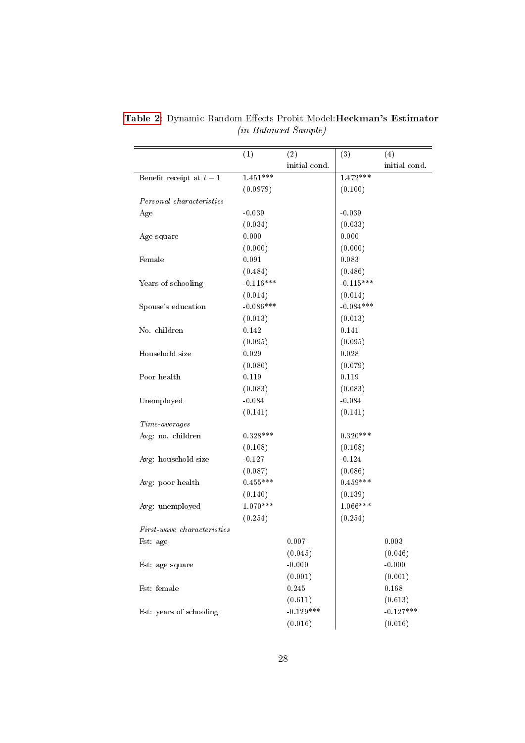**Table 2**: Dynamic Random Effects Probit Model:**Heckman's Estimator**
*(in Balanced Sample)*

| | (1) | (2) initial cond. | (3) | (4) initial cond. |
|---|---|---|---|---|
| Benefit receipt at $t-1$ | 1.451*** | | 1.472*** | |
| | (0.0979) | | (0.100) | |
| *Personal characteristics* | | | | |
| Age | -0.039 | | -0.039 | |
| | (0.034) | | (0.033) | |
| Age square | 0.000 | | 0.000 | |
| | (0.000) | | (0.000) | |
| Female | 0.091 | | 0.083 | |
| | (0.484) | | (0.486) | |
| Years of schooling | -0.116*** | | -0.115*** | |
| | (0.014) | | (0.014) | |
| Spouse's education | -0.086*** | | -0.084*** | |
| | (0.013) | | (0.013) | |
| No. children | 0.142 | | 0.141 | |
| | (0.095) | | (0.095) | |
| Household size | 0.029 | | 0.028 | |
| | (0.080) | | (0.079) | |
| Poor health | 0.119 | | 0.119 | |
| | (0.083) | | (0.083) | |
| Unemployed | -0.084 | | -0.084 | |
| | (0.141) | | (0.141) | |
| *Time-averages* | | | | |
| Avg: no. children | 0.328*** | | 0.320*** | |
| | (0.108) | | (0.108) | |
| Avg: household size | -0.127 | | -0.124 | |
| | (0.087) | | (0.086) | |
| Avg: poor health | 0.455*** | | 0.459*** | |
| | (0.140) | | (0.139) | |
| Avg: unemployed | 1.070*** | | 1.066*** | |
| | (0.254) | | (0.254) | |
| *First-wave characteristics* | | | | |
| Fst: age | | 0.007 | | 0.003 |
| | | (0.045) | | (0.046) |
| Fst: age square | | -0.000 | | -0.000 |
| | | (0.001) | | (0.001) |
| Fst: female | | 0.245 | | 0.168 |
| | | (0.611) | | (0.613) |
| Fst: years of schooling | | -0.129*** | | -0.127*** |
| | | (0.016) | | (0.016) |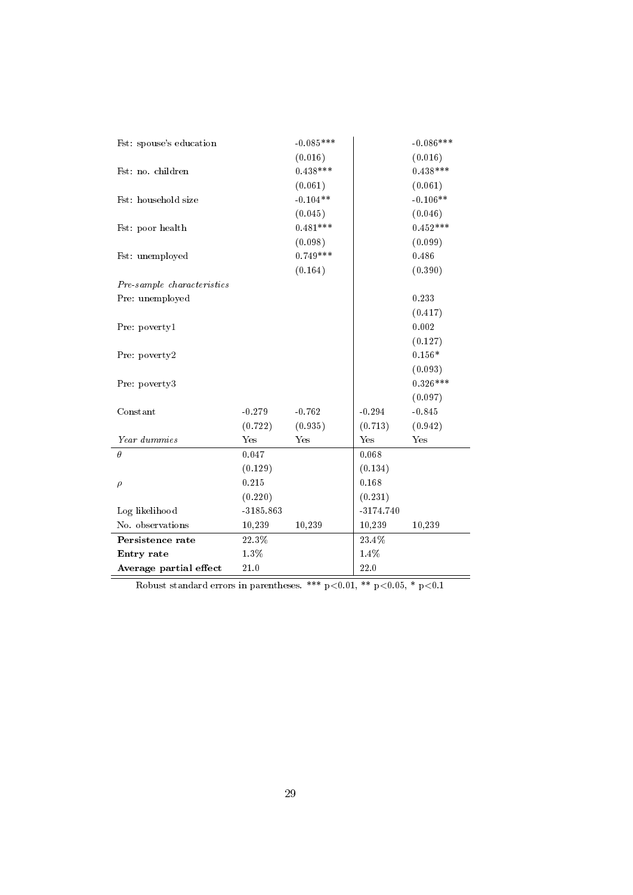| | | | | |
|---|---|---|---|---|
| Fst: spouse's education | | -0.085*** | | -0.086*** |
| | | (0.016) | | (0.016) |
| Fst: no. children | | 0.438*** | | 0.438*** |
| | | (0.061) | | (0.061) |
| Fst: household size | | -0.104** | | -0.106** |
| | | (0.045) | | (0.046) |
| Fst: poor health | | 0.481*** | | 0.452*** |
| | | (0.098) | | (0.099) |
| Fst: unemployed | | 0.749*** | | 0.486 |
| | | (0.164) | | (0.390) |
| *Pre-sample characteristics* | | | | |
| Pre: unemployed | | | | 0.233 |
| | | | | (0.417) |
| Pre: poverty1 | | | | 0.002 |
| | | | | (0.127) |
| Pre: poverty2 | | | | 0.156* |
| | | | | (0.093) |
| Pre: poverty3 | | | | 0.326*** |
| | | | | (0.097) |
| Constant | -0.279 | -0.762 | -0.294 | -0.845 |
| | (0.722) | (0.935) | (0.713) | (0.942) |
| *Year dummies* | Yes | Yes | Yes | Yes |
| $\theta$ | 0.047 | | 0.068 | |
| | (0.129) | | (0.134) | |
| $\rho$ | 0.215 | | 0.168 | |
| | (0.220) | | (0.231) | |
| Log likelihood | -3185.863 | | -3174.740 | |
| No. observations | 10,239 | 10,239 | 10,239 | 10,239 |
| **Persistence rate** | 22.3% | | 23.4% | |
| **Entry rate** | 1.3% | | 1.4% | |
| **Average partial effect** | 21.0 | | 22.0 | |

Robust standard errors in parentheses. *** p<0.01, ** p<0.05, * p<0.1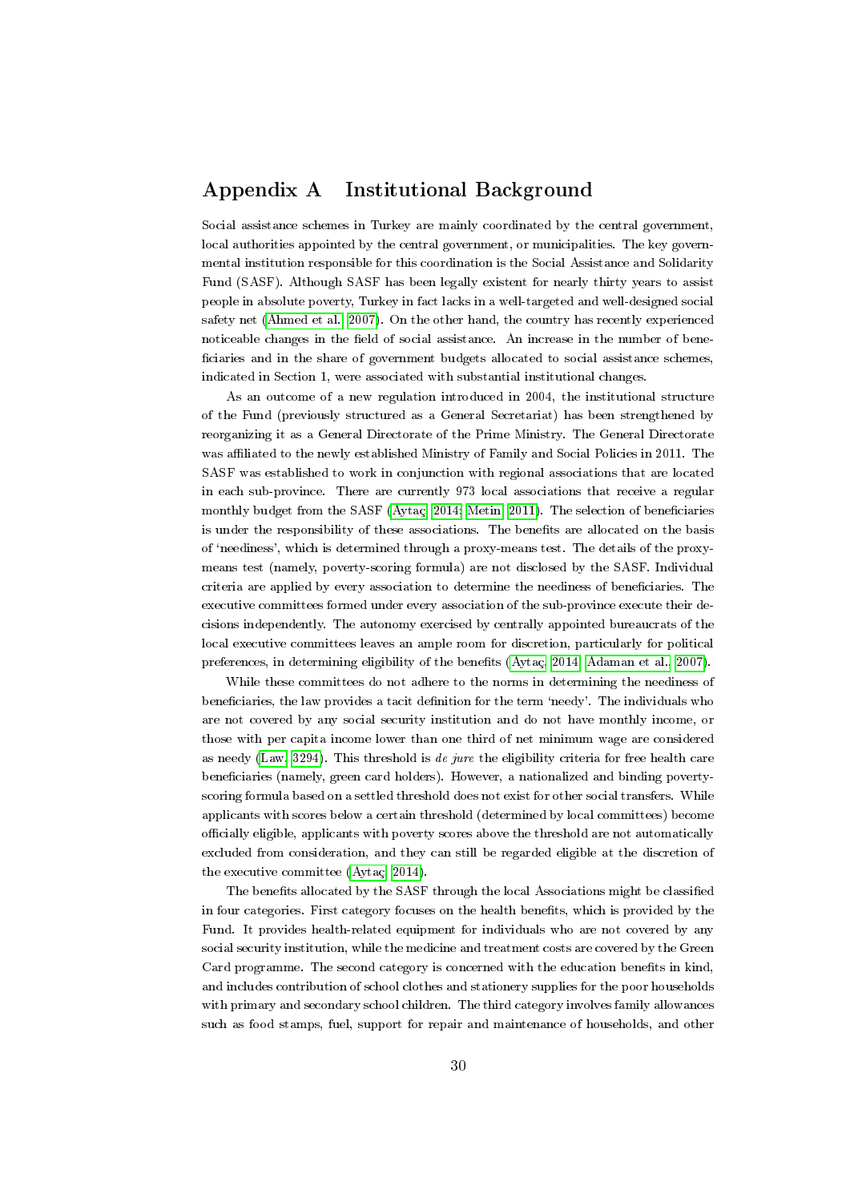# Appendix A Institutional Background

Social assistance schemes in Turkey are mainly coordinated by the central government, local authorities appointed by the central government, or municipalities. The key governmental institution responsible for this coordination is the Social Assistance and Solidarity Fund (SASF). Although SASF has been legally existent for nearly thirty years to assist people in absolute poverty, Turkey in fact lacks in a well-targeted and well-designed social safety net (Ahmed et al., 2007). On the other hand, the country has recently experienced noticeable changes in the field of social assistance. An increase in the number of beneficiaries and in the share of government budgets allocated to social assistance schemes, indicated in Section 1, were associated with substantial institutional changes.

As an outcome of a new regulation introduced in 2004, the institutional structure of the Fund (previously structured as a General Secretariat) has been strengthened by reorganizing it as a General Directorate of the Prime Ministry. The General Directorate was affiliated to the newly established Ministry of Family and Social Policies in 2011. The SASF was established to work in conjunction with regional associations that are located in each sub-province. There are currently 973 local associations that receive a regular monthly budget from the SASF (Aytaç, 2014; Metin, 2011). The selection of beneficiaries is under the responsibility of these associations. The benefits are allocated on the basis of 'neediness', which is determined through a proxy-means test. The details of the proxy-means test (namely, poverty-scoring formula) are not disclosed by the SASF. Individual criteria are applied by every association to determine the neediness of beneficiaries. The executive committees formed under every association of the sub-province execute their decisions independently. The autonomy exercised by centrally appointed bureaucrats of the local executive committees leaves an ample room for discretion, particularly for political preferences, in determining eligibility of the benefits (Aytaç, 2014; Adaman et al., 2007).

While these committees do not adhere to the norms in determining the neediness of beneficiaries, the law provides a tacit definition for the term 'needy'. The individuals who are not covered by any social security institution and do not have monthly income, or those with per capita income lower than one third of net minimum wage are considered as needy (Law, 3294). This threshold is *de jure* the eligibility criteria for free health care beneficiaries (namely, green card holders). However, a nationalized and binding poverty-scoring formula based on a settled threshold does not exist for other social transfers. While applicants with scores below a certain threshold (determined by local committees) become officially eligible, applicants with poverty scores above the threshold are not automatically excluded from consideration, and they can still be regarded eligible at the discretion of the executive committee (Aytaç, 2014).

The benefits allocated by the SASF through the local Associations might be classified in four categories. First category focuses on the health benefits, which is provided by the Fund. It provides health-related equipment for individuals who are not covered by any social security institution, while the medicine and treatment costs are covered by the Green Card programme. The second category is concerned with the education benefits in kind, and includes contribution of school clothes and stationery supplies for the poor households with primary and secondary school children. The third category involves family allowances such as food stamps, fuel, support for repair and maintenance of households, and other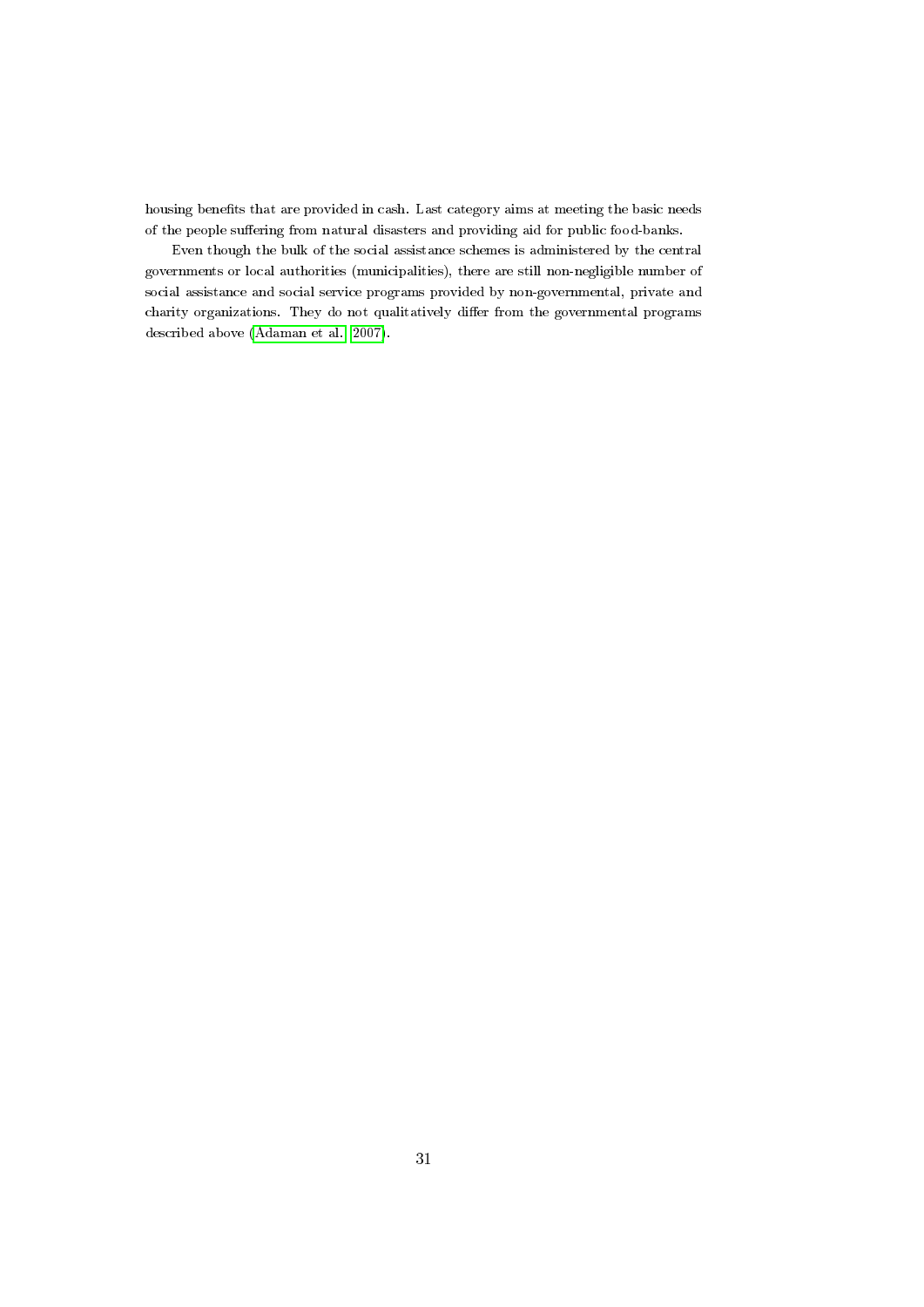housing benefits that are provided in cash. Last category aims at meeting the basic needs of the people suffering from natural disasters and providing aid for public food-banks.

Even though the bulk of the social assistance schemes is administered by the central governments or local authorities (municipalities), there are still non-negligible number of social assistance and social service programs provided by non-governmental, private and charity organizations. They do not qualitatively differ from the governmental programs described above (Adaman et al., 2007).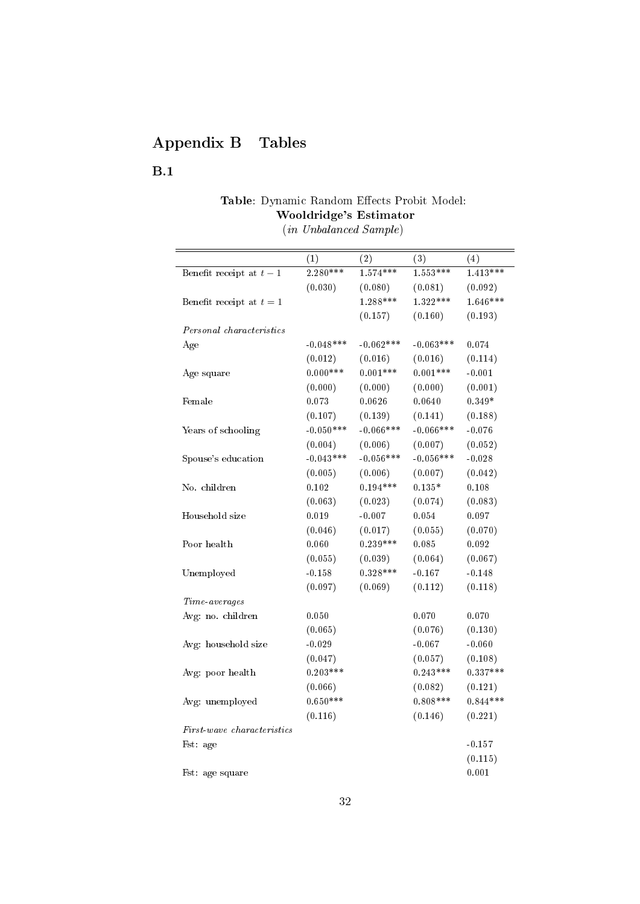# Appendix B Tables

## B.1

**Table**: Dynamic Random Effects Probit Model:
**Wooldridge's Estimator**
(*in Unbalanced Sample*)

| | (1) | (2) | (3) | (4) |
|---|---|---|---|---|
| Benefit receipt at $t-1$ | 2.280*** | 1.574*** | 1.553*** | 1.413*** |
| | (0.030) | (0.080) | (0.081) | (0.092) |
| Benefit receipt at $t=1$ | | 1.288*** | 1.322*** | 1.646*** |
| | | (0.157) | (0.160) | (0.193) |
| *Personal characteristics* | | | | |
| Age | -0.048*** | -0.062*** | -0.063*** | 0.074 |
| | (0.012) | (0.016) | (0.016) | (0.114) |
| Age square | 0.000*** | 0.001*** | 0.001*** | -0.001 |
| | (0.000) | (0.000) | (0.000) | (0.001) |
| Female | 0.073 | 0.0626 | 0.0640 | 0.349* |
| | (0.107) | (0.139) | (0.141) | (0.188) |
| Years of schooling | -0.050*** | -0.066*** | -0.066*** | -0.076 |
| | (0.004) | (0.006) | (0.007) | (0.052) |
| Spouse's education | -0.043*** | -0.056*** | -0.056*** | -0.028 |
| | (0.005) | (0.006) | (0.007) | (0.042) |
| No. children | 0.102 | 0.194*** | 0.135* | 0.108 |
| | (0.063) | (0.023) | (0.074) | (0.083) |
| Household size | 0.019 | -0.007 | 0.054 | 0.097 |
| | (0.046) | (0.017) | (0.055) | (0.070) |
| Poor health | 0.060 | 0.239*** | 0.085 | 0.092 |
| | (0.055) | (0.039) | (0.064) | (0.067) |
| Unemployed | -0.158 | 0.328*** | -0.167 | -0.148 |
| | (0.097) | (0.069) | (0.112) | (0.118) |
| *Time-averages* | | | | |
| Avg: no. children | 0.050 | | 0.070 | 0.070 |
| | (0.065) | | (0.076) | (0.130) |
| Avg: household size | -0.029 | | -0.067 | -0.060 |
| | (0.047) | | (0.057) | (0.108) |
| Avg: poor health | 0.203*** | | 0.243*** | 0.337*** |
| | (0.066) | | (0.082) | (0.121) |
| Avg: unemployed | 0.650*** | | 0.808*** | 0.844*** |
| | (0.116) | | (0.146) | (0.221) |
| *First-wave characteristics* | | | | |
| Fst: age | | | | -0.157 |
| | | | | (0.115) |
| Fst: age square | | | | 0.001 |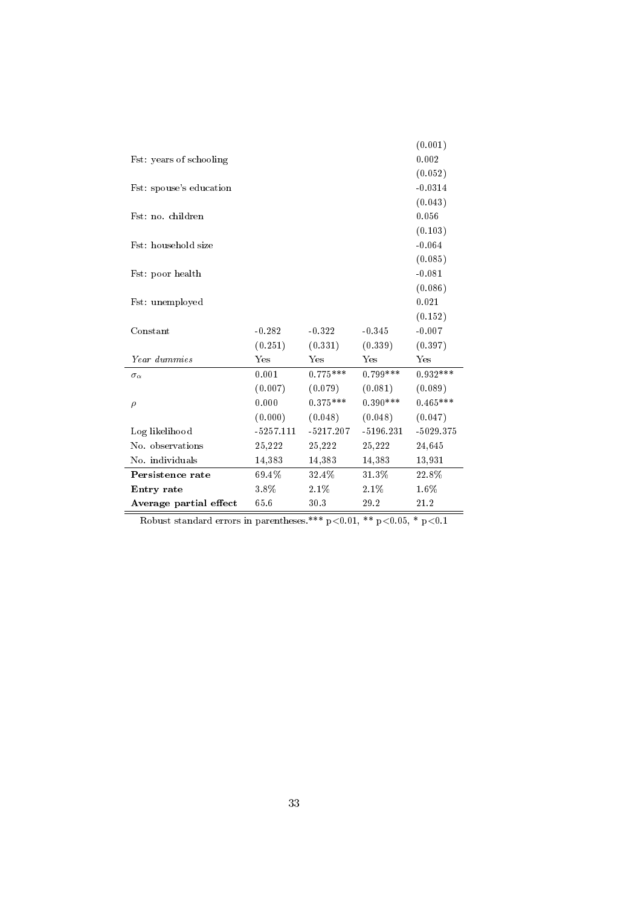| | | | | |
|---|---|---|---|---|
| | | | | (0.001) |
| Fst: years of schooling | | | | 0.002 |
| | | | | (0.052) |
| Fst: spouse's education | | | | -0.0314 |
| | | | | (0.043) |
| Fst: no. children | | | | 0.056 |
| | | | | (0.103) |
| Fst: household size | | | | -0.064 |
| | | | | (0.085) |
| Fst: poor health | | | | -0.081 |
| | | | | (0.086) |
| Fst: unemployed | | | | 0.021 |
| | | | | (0.152) |
| Constant | -0.282 | -0.322 | -0.345 | -0.007 |
| | (0.251) | (0.331) | (0.339) | (0.397) |
| *Year dummies* | Yes | Yes | Yes | Yes |
| $\sigma_\alpha$ | 0.001 | 0.775*** | 0.799*** | 0.932*** |
| | (0.007) | (0.079) | (0.081) | (0.089) |
| $\rho$ | 0.000 | 0.375*** | 0.390*** | 0.465*** |
| | (0.000) | (0.048) | (0.048) | (0.047) |
| Log likelihood | -5257.111 | -5217.207 | -5196.231 | -5029.375 |
| No. observations | 25,222 | 25,222 | 25,222 | 24,645 |
| No. individuals | 14,383 | 14,383 | 14,383 | 13,931 |
| **Persistence rate** | 69.4% | 32.4% | 31.3% | 22.8% |
| **Entry rate** | 3.8% | 2.1% | 2.1% | 1.6% |
| **Average partial effect** | 65.6 | 30.3 | 29.2 | 21.2 |

Robust standard errors in parentheses.*** p<0.01, ** p<0.05, * p<0.1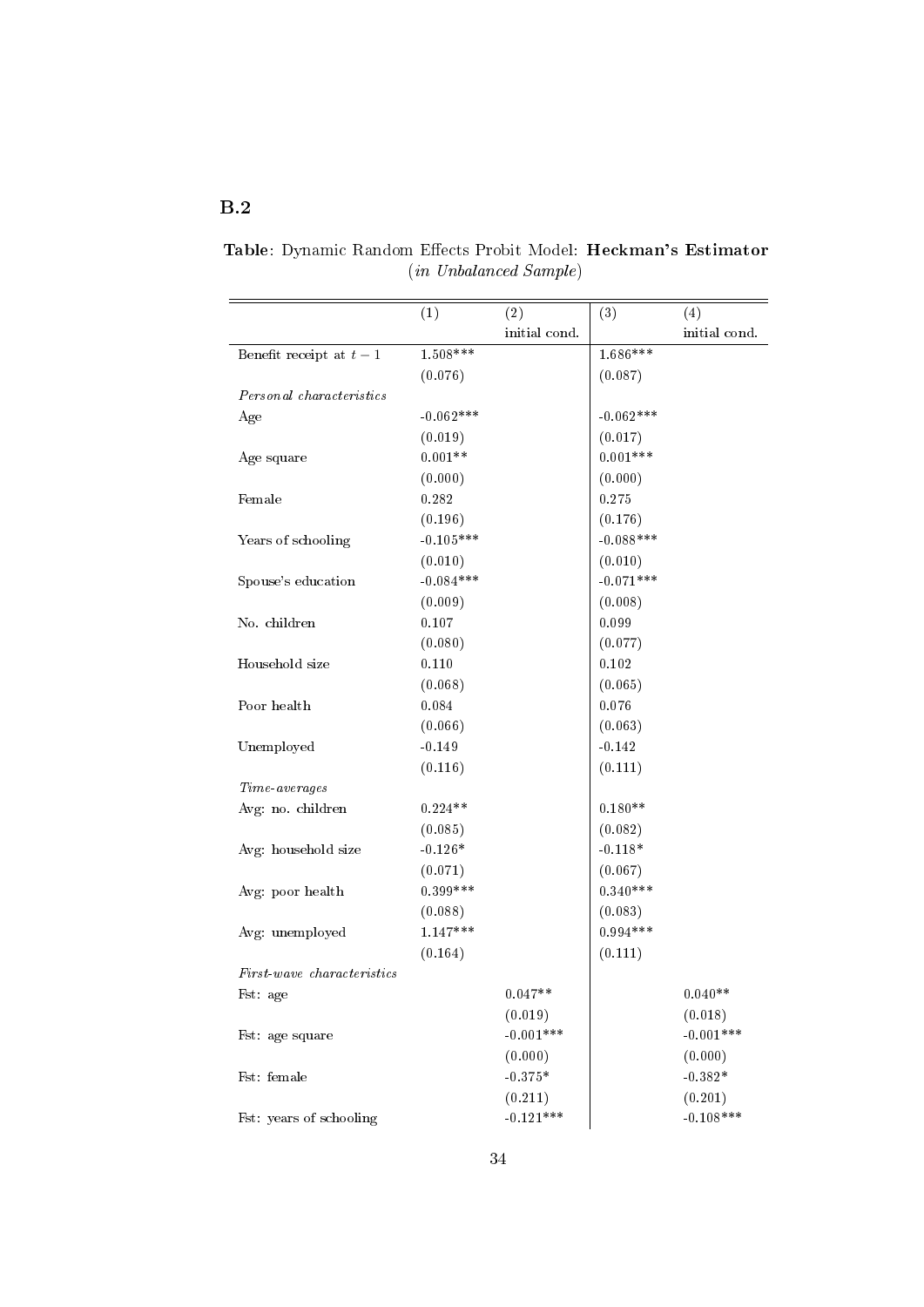### B.2

**Table**: Dynamic Random Effects Probit Model: **Heckman's Estimator** (*in Unbalanced Sample*)

| | (1) | (2) initial cond. | (3) | (4) initial cond. |
|---|---|---|---|---|
| Benefit receipt at $t-1$ | 1.508*** | | 1.686*** | |
| | (0.076) | | (0.087) | |
| *Personal characteristics* | | | | |
| Age | -0.062*** | | -0.062*** | |
| | (0.019) | | (0.017) | |
| Age square | 0.001** | | 0.001*** | |
| | (0.000) | | (0.000) | |
| Female | 0.282 | | 0.275 | |
| | (0.196) | | (0.176) | |
| Years of schooling | -0.105*** | | -0.088*** | |
| | (0.010) | | (0.010) | |
| Spouse's education | -0.084*** | | -0.071*** | |
| | (0.009) | | (0.008) | |
| No. children | 0.107 | | 0.099 | |
| | (0.080) | | (0.077) | |
| Household size | 0.110 | | 0.102 | |
| | (0.068) | | (0.065) | |
| Poor health | 0.084 | | 0.076 | |
| | (0.066) | | (0.063) | |
| Unemployed | -0.149 | | -0.142 | |
| | (0.116) | | (0.111) | |
| *Time-averages* | | | | |
| Avg: no. children | 0.224** | | 0.180** | |
| | (0.085) | | (0.082) | |
| Avg: household size | -0.126* | | -0.118* | |
| | (0.071) | | (0.067) | |
| Avg: poor health | 0.399*** | | 0.340*** | |
| | (0.088) | | (0.083) | |
| Avg: unemployed | 1.147*** | | 0.994*** | |
| | (0.164) | | (0.111) | |
| *First-wave characteristics* | | | | |
| Fst: age | | 0.047** | | 0.040** |
| | | (0.019) | | (0.018) |
| Fst: age square | | -0.001*** | | -0.001*** |
| | | (0.000) | | (0.000) |
| Fst: female | | -0.375* | | -0.382* |
| | | (0.211) | | (0.201) |
| Fst: years of schooling | | -0.121*** | | -0.108*** |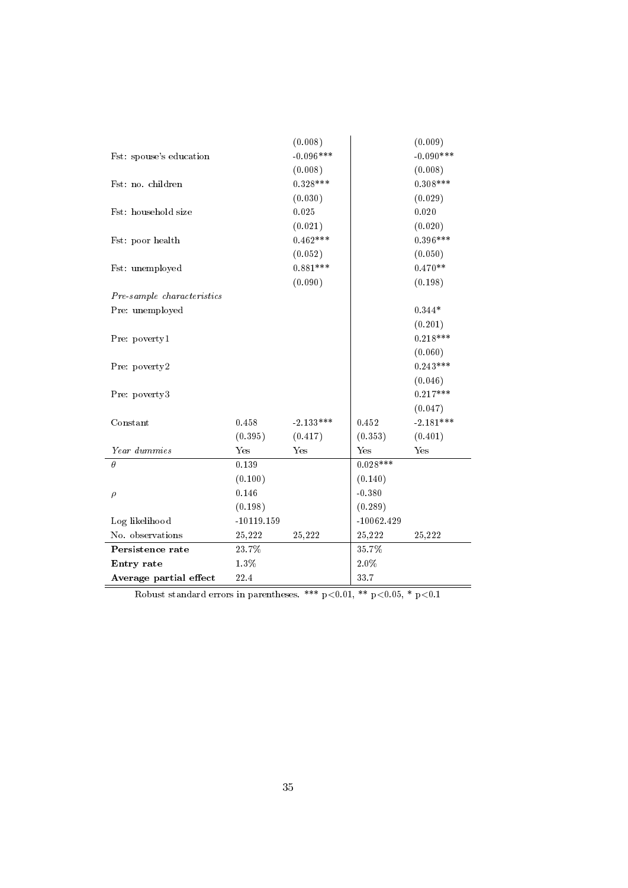| | | | | |
|---|---|---|---|---|
| | | (0.008) | | (0.009) |
| Fst: spouse's education | | -0.096*** | | -0.090*** |
| | | (0.008) | | (0.008) |
| Fst: no. children | | 0.328*** | | 0.308*** |
| | | (0.030) | | (0.029) |
| Fst: household size | | 0.025 | | 0.020 |
| | | (0.021) | | (0.020) |
| Fst: poor health | | 0.462*** | | 0.396*** |
| | | (0.052) | | (0.050) |
| Fst: unemployed | | 0.881*** | | 0.470** |
| | | (0.090) | | (0.198) |
| *Pre-sample characteristics* | | | | |
| Pre: unemployed | | | | 0.344* |
| | | | | (0.201) |
| Pre: poverty1 | | | | 0.218*** |
| | | | | (0.060) |
| Pre: poverty2 | | | | 0.243*** |
| | | | | (0.046) |
| Pre: poverty3 | | | | 0.217*** |
| | | | | (0.047) |
| Constant | 0.458 | -2.133*** | 0.452 | -2.181*** |
| | (0.395) | (0.417) | (0.353) | (0.401) |
| *Year dummies* | Yes | Yes | Yes | Yes |
| $\theta$ | 0.139 | | 0.028*** | |
| | (0.100) | | (0.140) | |
| $\rho$ | 0.146 | | -0.380 | |
| | (0.198) | | (0.289) | |
| Log likelihood | -10119.159 | | -10062.429 | |
| No. observations | 25,222 | 25,222 | 25,222 | 25,222 |
| **Persistence rate** | 23.7% | | 35.7% | |
| **Entry rate** | 1.3% | | 2.0% | |
| **Average partial effect** | 22.4 | | 33.7 | |

Robust standard errors in parentheses. *** p<0.01, ** p<0.05, * p<0.1